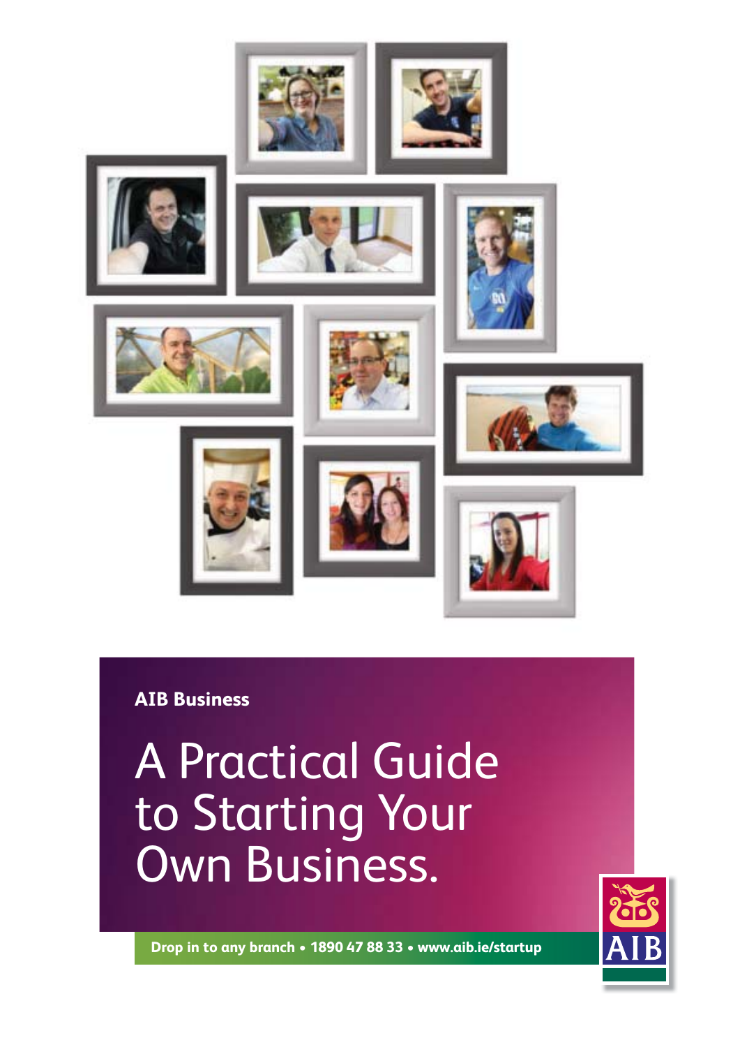**AIB Business**

# A Practical Guide to Starting Your Own Business.

**Drop in to any branch • 1890 47 88 33 • www.aib.ie/startup**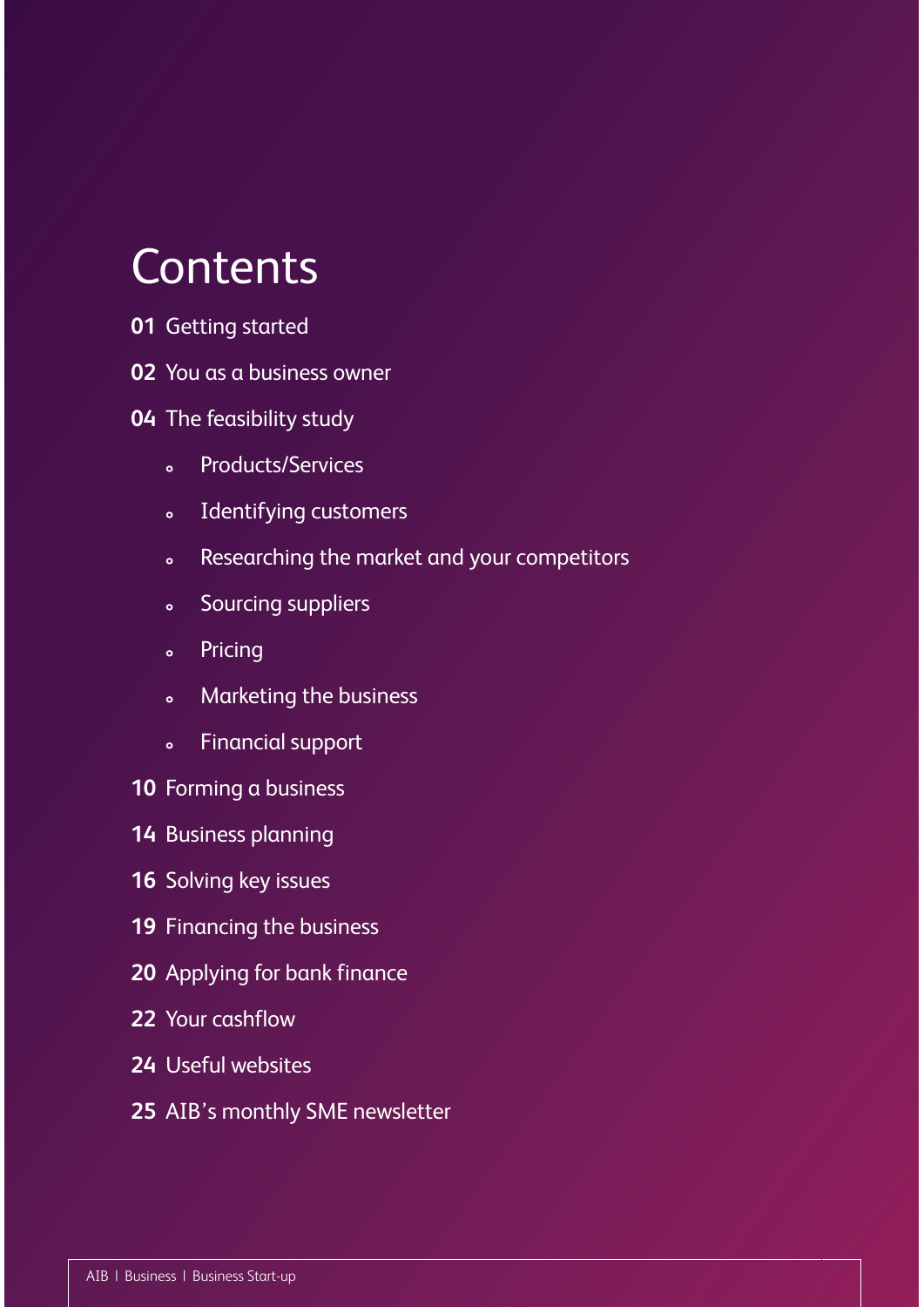# Contents

**01** Getting started

**02** You as a business owner

**04** The feasibility study

- Products/Services
- Identifying customers
- Researching the market and your competitors
- Sourcing suppliers
- Pricing
- Marketing the business
- Financial support

**10** Forming a business

**14** Business planning

**16** Solving key issues

**19** Financing the business

**20** Applying for bank finance

**22** Your cashflow

**24** Useful websites

**25** AIB's monthly SME newsletter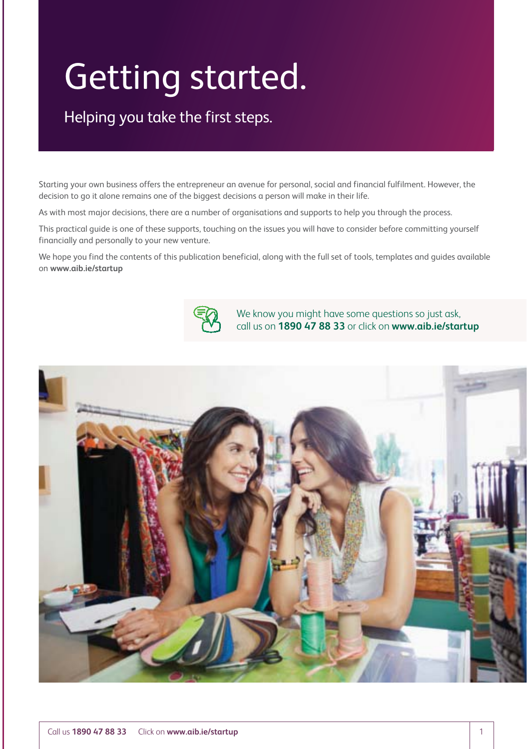# Getting started.

## Helping you take the first steps.

Starting your own business offers the entrepreneur an avenue for personal, social and financial fulfilment. However, the decision to go it alone remains one of the biggest decisions a person will make in their life.

As with most major decisions, there are a number of organisations and supports to help you through the process.

This practical guide is one of these supports, touching on the issues you will have to consider before committing yourself financially and personally to your new venture.

We hope you find the contents of this publication beneficial, along with the full set of tools, templates and guides available on **www.aib.ie/startup**

We know you might have some questions so just ask, call us on **1890 47 88 33** or click on **www.aib.ie/startup**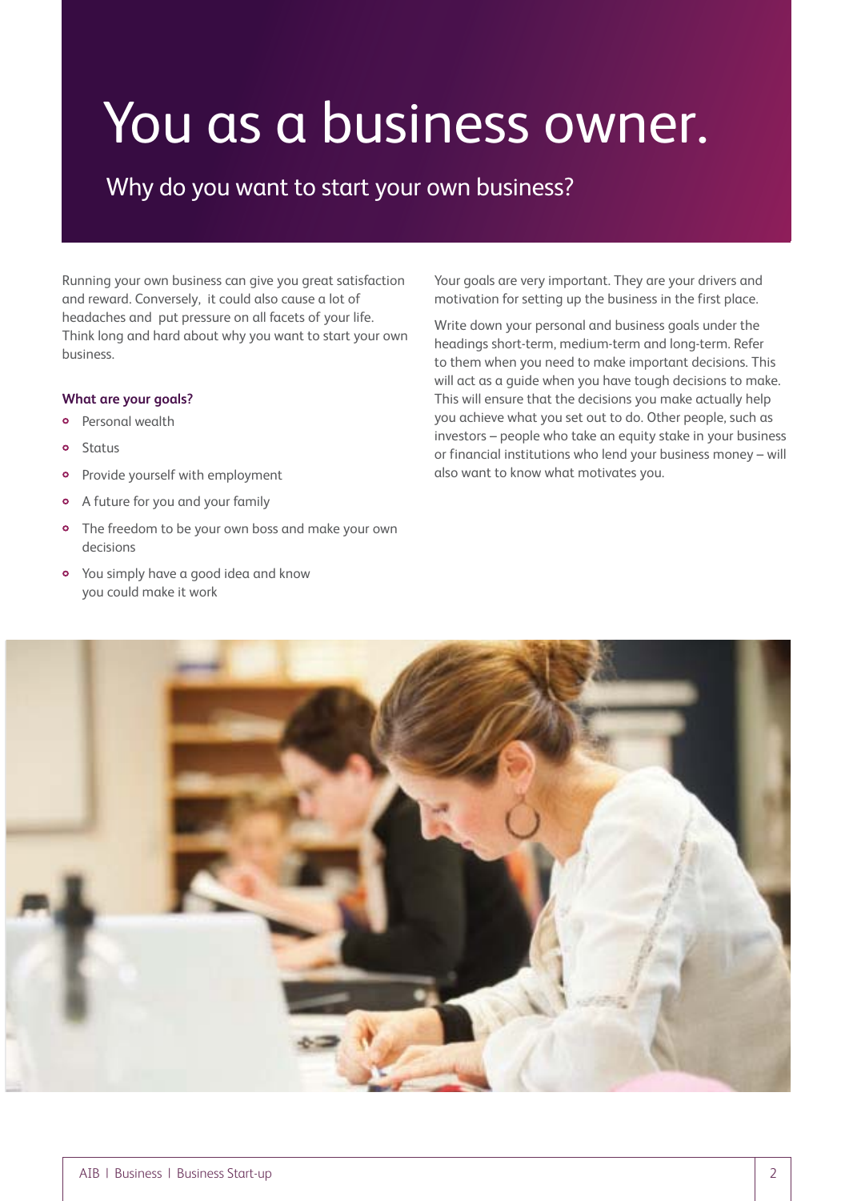# You as a business owner.

## Why do you want to start your own business?

Running your own business can give you great satisfaction and reward. Conversely, it could also cause a lot of headaches and put pressure on all facets of your life. Think long and hard about why you want to start your own business.

### What are your goals?

- Personal wealth
- Status
- Provide yourself with employment
- A future for you and your family
- The freedom to be your own boss and make your own decisions
- You simply have a good idea and know you could make it work

Your goals are very important. They are your drivers and motivation for setting up the business in the first place.

Write down your personal and business goals under the headings short-term, medium-term and long-term. Refer to them when you need to make important decisions. This will act as a guide when you have tough decisions to make. This will ensure that the decisions you make actually help you achieve what you set out to do. Other people, such as investors – people who take an equity stake in your business or financial institutions who lend your business money – will also want to know what motivates you.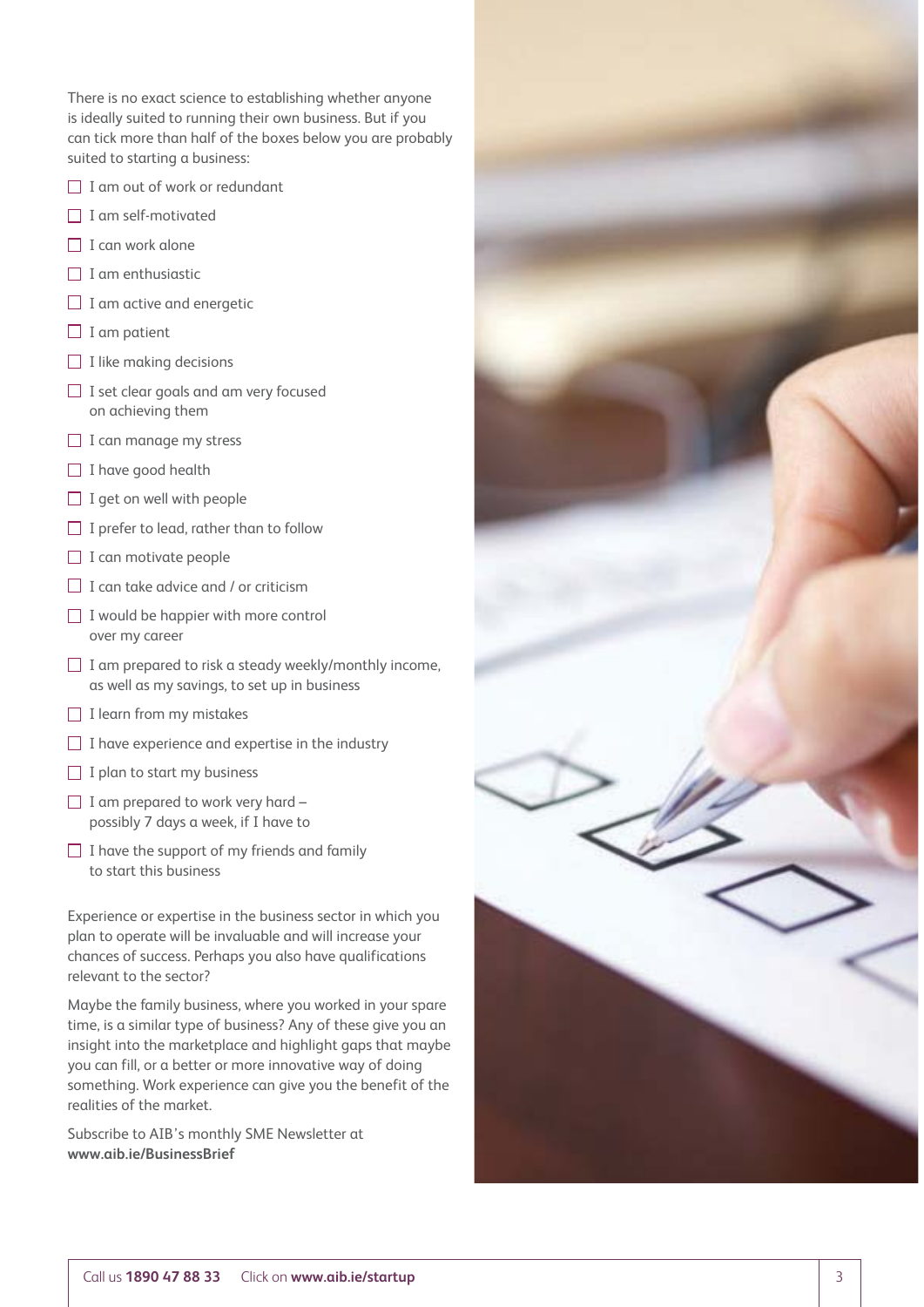There is no exact science to establishing whether anyone is ideally suited to running their own business. But if you can tick more than half of the boxes below you are probably suited to starting a business:

- [ ] I am out of work or redundant
- [ ] I am self-motivated
- [ ] I can work alone
- [ ] I am enthusiastic
- [ ] I am active and energetic
- [ ] I am patient
- [ ] I like making decisions
- [ ] I set clear goals and am very focused on achieving them
- [ ] I can manage my stress
- [ ] I have good health
- [ ] I get on well with people
- [ ] I prefer to lead, rather than to follow
- [ ] I can motivate people
- [ ] I can take advice and / or criticism
- [ ] I would be happier with more control over my career
- [ ] I am prepared to risk a steady weekly/monthly income, as well as my savings, to set up in business
- [ ] I learn from my mistakes
- [ ] I have experience and expertise in the industry
- [ ] I plan to start my business
- [ ] I am prepared to work very hard – possibly 7 days a week, if I have to
- [ ] I have the support of my friends and family to start this business

Experience or expertise in the business sector in which you plan to operate will be invaluable and will increase your chances of success. Perhaps you also have qualifications relevant to the sector?

Maybe the family business, where you worked in your spare time, is a similar type of business? Any of these give you an insight into the marketplace and highlight gaps that maybe you can fill, or a better or more innovative way of doing something. Work experience can give you the benefit of the realities of the market.

Subscribe to AIB's monthly SME Newsletter at **www.aib.ie/BusinessBrief**

Call us **1890 47 88 33** Click on **www.aib.ie/startup**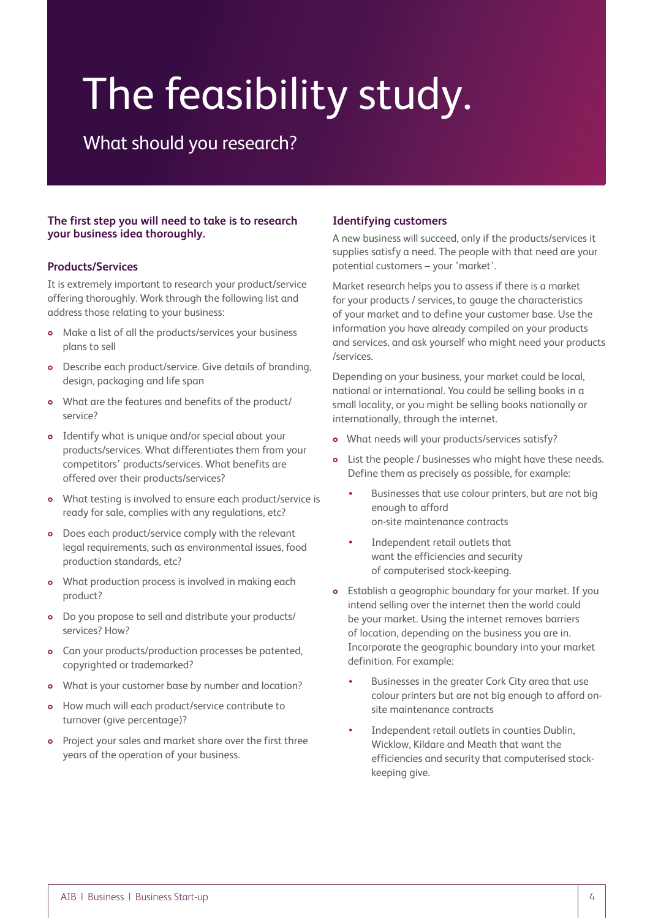# The feasibility study.

## What should you research?

**The first step you will need to take is to research your business idea thoroughly.**

### Products/Services

It is extremely important to research your product/service offering thoroughly. Work through the following list and address those relating to your business:

- Make a list of all the products/services your business plans to sell
- Describe each product/service. Give details of branding, design, packaging and life span
- What are the features and benefits of the product/ service?
- Identify what is unique and/or special about your products/services. What differentiates them from your competitors' products/services. What benefits are offered over their products/services?
- What testing is involved to ensure each product/service is ready for sale, complies with any regulations, etc?
- Does each product/service comply with the relevant legal requirements, such as environmental issues, food production standards, etc?
- What production process is involved in making each product?
- Do you propose to sell and distribute your products/ services? How?
- Can your products/production processes be patented, copyrighted or trademarked?
- What is your customer base by number and location?
- How much will each product/service contribute to turnover (give percentage)?
- Project your sales and market share over the first three years of the operation of your business.

### Identifying customers

A new business will succeed, only if the products/services it supplies satisfy a need. The people with that need are your potential customers – your 'market'.

Market research helps you to assess if there is a market for your products / services, to gauge the characteristics of your market and to define your customer base. Use the information you have already compiled on your products and services, and ask yourself who might need your products /services.

Depending on your business, your market could be local, national or international. You could be selling books in a small locality, or you might be selling books nationally or internationally, through the internet.

- What needs will your products/services satisfy?
- List the people / businesses who might have these needs. Define them as precisely as possible, for example:
  - Businesses that use colour printers, but are not big enough to afford on-site maintenance contracts
  - Independent retail outlets that want the efficiencies and security of computerised stock-keeping.
- Establish a geographic boundary for your market. If you intend selling over the internet then the world could be your market. Using the internet removes barriers of location, depending on the business you are in. Incorporate the geographic boundary into your market definition. For example:
  - Businesses in the greater Cork City area that use colour printers but are not big enough to afford on-site maintenance contracts
  - Independent retail outlets in counties Dublin, Wicklow, Kildare and Meath that want the efficiencies and security that computerised stock-keeping give.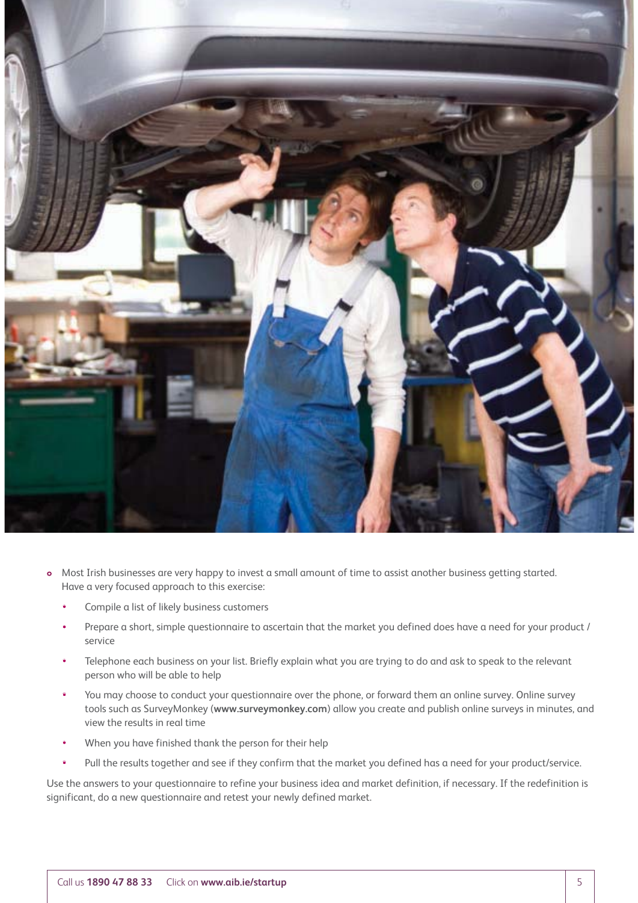- Most Irish businesses are very happy to invest a small amount of time to assist another business getting started. Have a very focused approach to this exercise:
  - Compile a list of likely business customers
  - Prepare a short, simple questionnaire to ascertain that the market you defined does have a need for your product / service
  - Telephone each business on your list. Briefly explain what you are trying to do and ask to speak to the relevant person who will be able to help
  - You may choose to conduct your questionnaire over the phone, or forward them an online survey. Online survey tools such as SurveyMonkey (**www.surveymonkey.com**) allow you create and publish online surveys in minutes, and view the results in real time
  - When you have finished thank the person for their help
  - Pull the results together and see if they confirm that the market you defined has a need for your product/service.

Use the answers to your questionnaire to refine your business idea and market definition, if necessary. If the redefinition is significant, do a new questionnaire and retest your newly defined market.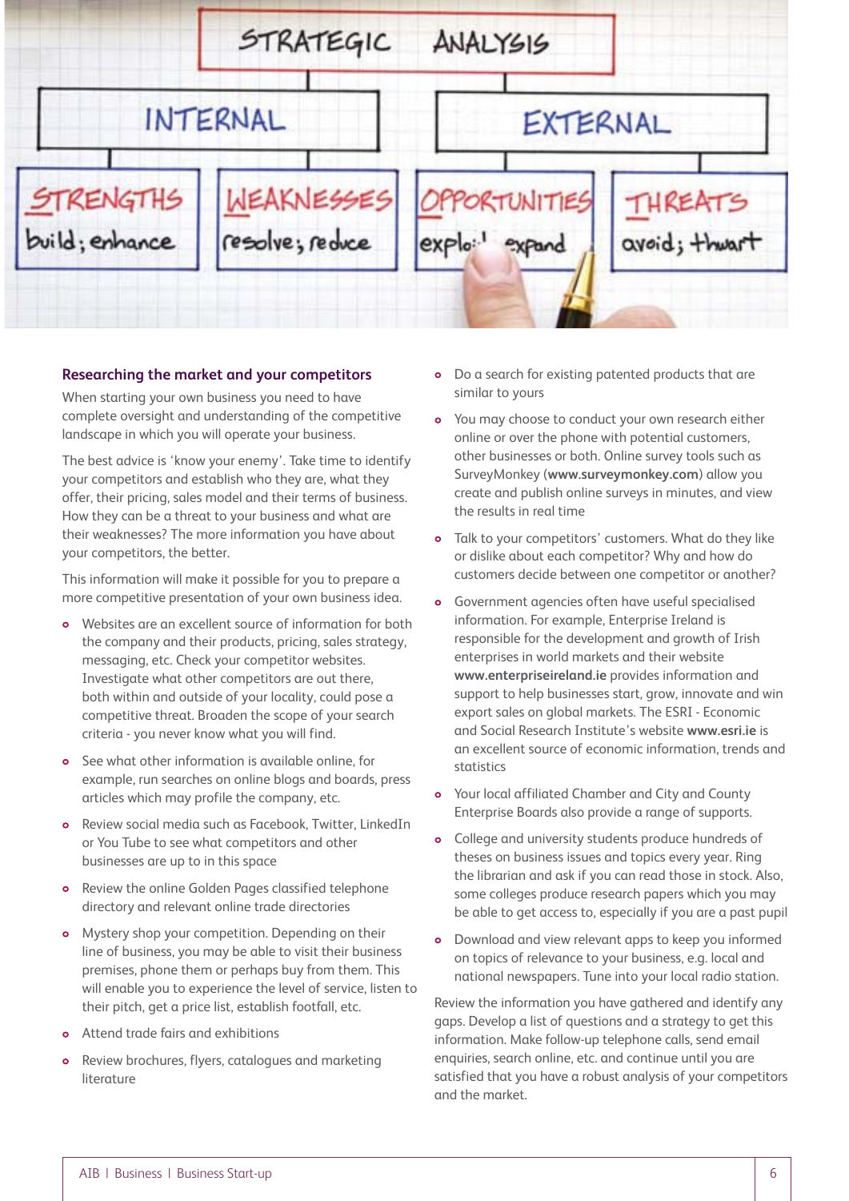## Researching the market and your competitors

When starting your own business you need to have complete oversight and understanding of the competitive landscape in which you will operate your business.

The best advice is 'know your enemy'. Take time to identify your competitors and establish who they are, what they offer, their pricing, sales model and their terms of business. How they can be a threat to your business and what are their weaknesses? The more information you have about your competitors, the better.

This information will make it possible for you to prepare a more competitive presentation of your own business idea.

- Websites are an excellent source of information for both the company and their products, pricing, sales strategy, messaging, etc. Check your competitor websites. Investigate what other competitors are out there, both within and outside of your locality, could pose a competitive threat. Broaden the scope of your search criteria - you never know what you will find.
- See what other information is available online, for example, run searches on online blogs and boards, press articles which may profile the company, etc.
- Review social media such as Facebook, Twitter, LinkedIn or You Tube to see what competitors and other businesses are up to in this space
- Review the online Golden Pages classified telephone directory and relevant online trade directories
- Mystery shop your competition. Depending on their line of business, you may be able to visit their business premises, phone them or perhaps buy from them. This will enable you to experience the level of service, listen to their pitch, get a price list, establish footfall, etc.
- Attend trade fairs and exhibitions
- Review brochures, flyers, catalogues and marketing literature
- Do a search for existing patented products that are similar to yours
- You may choose to conduct your own research either online or over the phone with potential customers, other businesses or both. Online survey tools such as SurveyMonkey (**www.surveymonkey.com**) allow you create and publish online surveys in minutes, and view the results in real time
- Talk to your competitors' customers. What do they like or dislike about each competitor? Why and how do customers decide between one competitor or another?
- Government agencies often have useful specialised information. For example, Enterprise Ireland is responsible for the development and growth of Irish enterprises in world markets and their website **www.enterpriseireland.ie** provides information and support to help businesses start, grow, innovate and win export sales on global markets. The ESRI - Economic and Social Research Institute's website **www.esri.ie** is an excellent source of economic information, trends and statistics
- Your local affiliated Chamber and City and County Enterprise Boards also provide a range of supports.
- College and university students produce hundreds of theses on business issues and topics every year. Ring the librarian and ask if you can read those in stock. Also, some colleges produce research papers which you may be able to get access to, especially if you are a past pupil
- Download and view relevant apps to keep you informed on topics of relevance to your business, e.g. local and national newspapers. Tune into your local radio station.

Review the information you have gathered and identify any gaps. Develop a list of questions and a strategy to get this information. Make follow-up telephone calls, send email enquiries, search online, etc. and continue until you are satisfied that you have a robust analysis of your competitors and the market.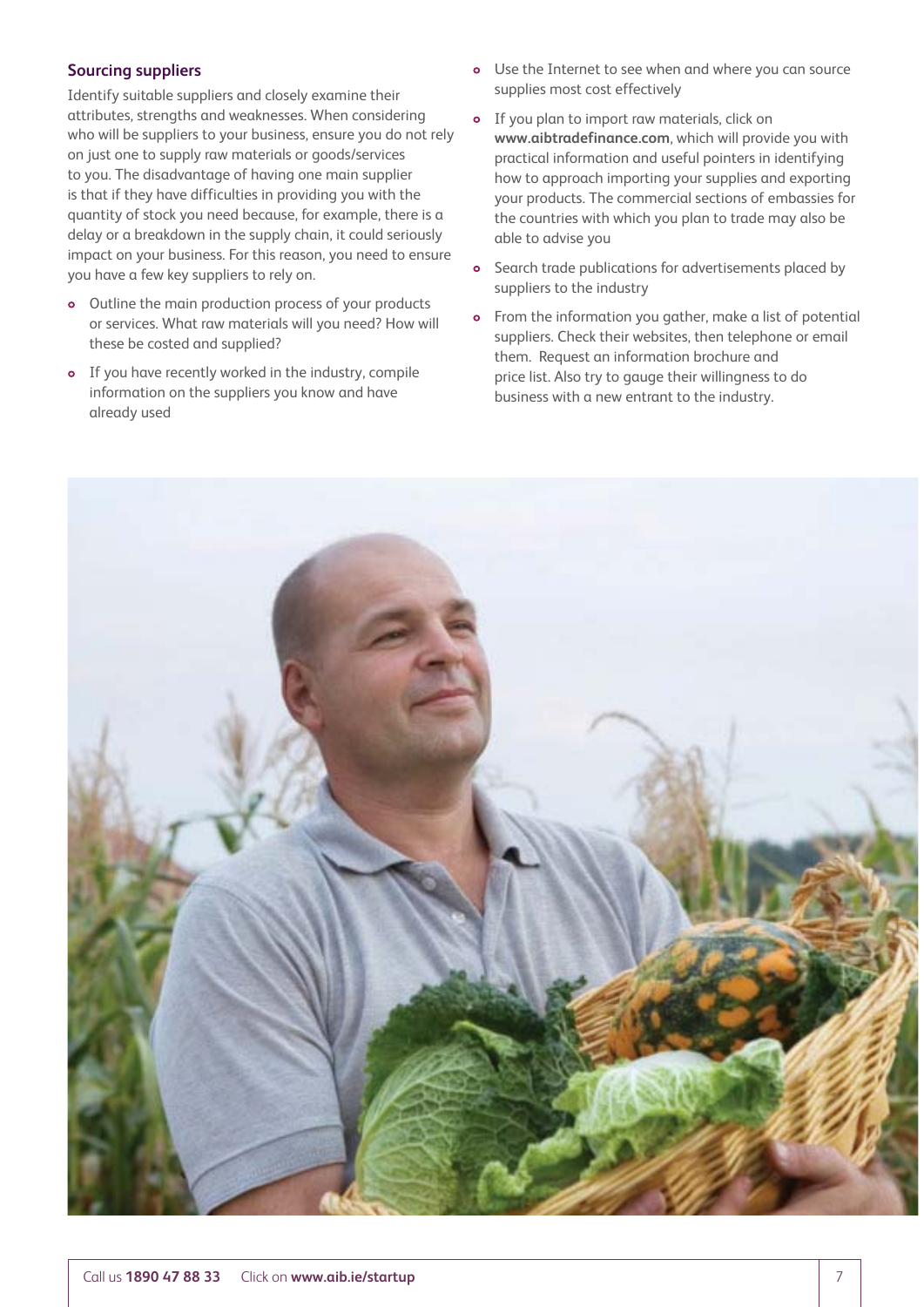### Sourcing suppliers

Identify suitable suppliers and closely examine their attributes, strengths and weaknesses. When considering who will be suppliers to your business, ensure you do not rely on just one to supply raw materials or goods/services to you. The disadvantage of having one main supplier is that if they have difficulties in providing you with the quantity of stock you need because, for example, there is a delay or a breakdown in the supply chain, it could seriously impact on your business. For this reason, you need to ensure you have a few key suppliers to rely on.

- Outline the main production process of your products or services. What raw materials will you need? How will these be costed and supplied?
- If you have recently worked in the industry, compile information on the suppliers you know and have already used
- Use the Internet to see when and where you can source supplies most cost effectively
- If you plan to import raw materials, click on **www.aibtradefinance.com**, which will provide you with practical information and useful pointers in identifying how to approach importing your supplies and exporting your products. The commercial sections of embassies for the countries with which you plan to trade may also be able to advise you
- Search trade publications for advertisements placed by suppliers to the industry
- From the information you gather, make a list of potential suppliers. Check their websites, then telephone or email them. Request an information brochure and price list. Also try to gauge their willingness to do business with a new entrant to the industry.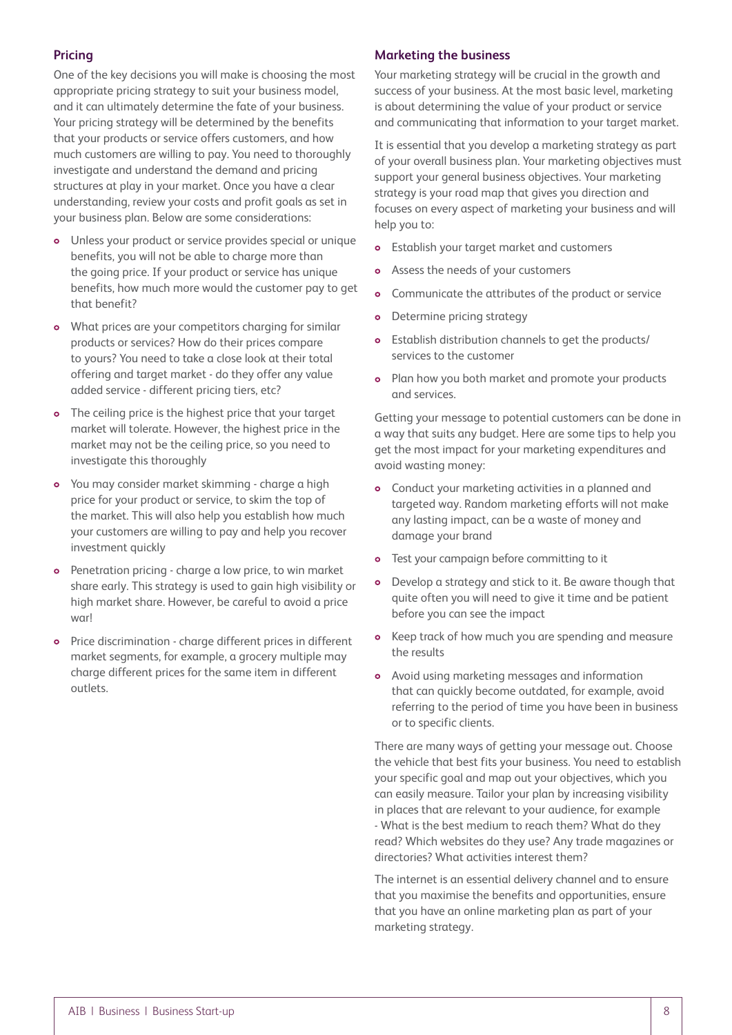## Pricing

One of the key decisions you will make is choosing the most appropriate pricing strategy to suit your business model, and it can ultimately determine the fate of your business. Your pricing strategy will be determined by the benefits that your products or service offers customers, and how much customers are willing to pay. You need to thoroughly investigate and understand the demand and pricing structures at play in your market. Once you have a clear understanding, review your costs and profit goals as set in your business plan. Below are some considerations:

- Unless your product or service provides special or unique benefits, you will not be able to charge more than the going price. If your product or service has unique benefits, how much more would the customer pay to get that benefit?
- What prices are your competitors charging for similar products or services? How do their prices compare to yours? You need to take a close look at their total offering and target market - do they offer any value added service - different pricing tiers, etc?
- The ceiling price is the highest price that your target market will tolerate. However, the highest price in the market may not be the ceiling price, so you need to investigate this thoroughly
- You may consider market skimming - charge a high price for your product or service, to skim the top of the market. This will also help you establish how much your customers are willing to pay and help you recover investment quickly
- Penetration pricing - charge a low price, to win market share early. This strategy is used to gain high visibility or high market share. However, be careful to avoid a price war!
- Price discrimination - charge different prices in different market segments, for example, a grocery multiple may charge different prices for the same item in different outlets.

## Marketing the business

Your marketing strategy will be crucial in the growth and success of your business. At the most basic level, marketing is about determining the value of your product or service and communicating that information to your target market.

It is essential that you develop a marketing strategy as part of your overall business plan. Your marketing objectives must support your general business objectives. Your marketing strategy is your road map that gives you direction and focuses on every aspect of marketing your business and will help you to:

- Establish your target market and customers
- Assess the needs of your customers
- Communicate the attributes of the product or service
- Determine pricing strategy
- Establish distribution channels to get the products/services to the customer
- Plan how you both market and promote your products and services.

Getting your message to potential customers can be done in a way that suits any budget. Here are some tips to help you get the most impact for your marketing expenditures and avoid wasting money:

- Conduct your marketing activities in a planned and targeted way. Random marketing efforts will not make any lasting impact, can be a waste of money and damage your brand
- Test your campaign before committing to it
- Develop a strategy and stick to it. Be aware though that quite often you will need to give it time and be patient before you can see the impact
- Keep track of how much you are spending and measure the results
- Avoid using marketing messages and information that can quickly become outdated, for example, avoid referring to the period of time you have been in business or to specific clients.

There are many ways of getting your message out. Choose the vehicle that best fits your business. You need to establish your specific goal and map out your objectives, which you can easily measure. Tailor your plan by increasing visibility in places that are relevant to your audience, for example - What is the best medium to reach them? What do they read? Which websites do they use? Any trade magazines or directories? What activities interest them?

The internet is an essential delivery channel and to ensure that you maximise the benefits and opportunities, ensure that you have an online marketing plan as part of your marketing strategy.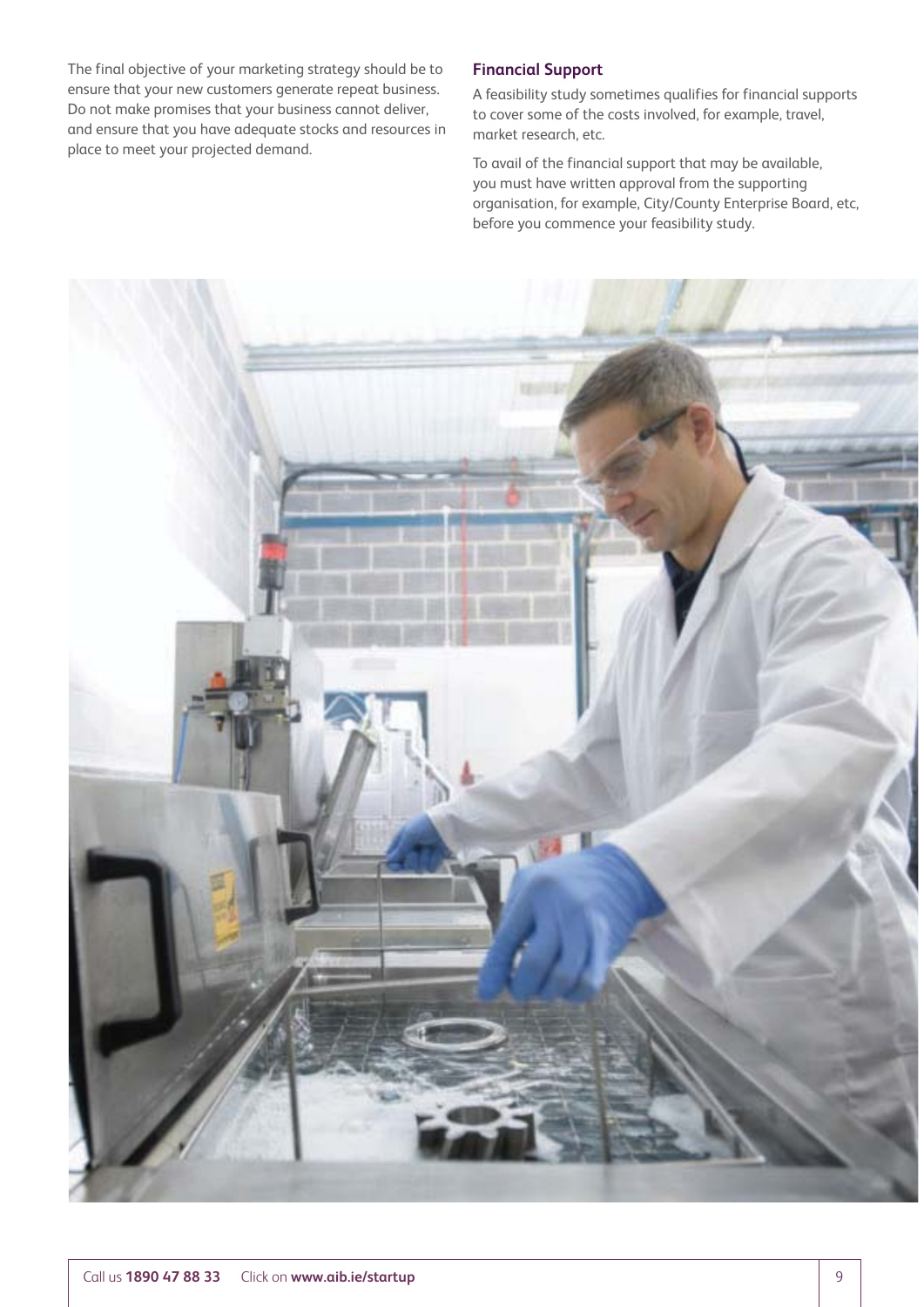The final objective of your marketing strategy should be to ensure that your new customers generate repeat business. Do not make promises that your business cannot deliver, and ensure that you have adequate stocks and resources in place to meet your projected demand.

### Financial Support

A feasibility study sometimes qualifies for financial supports to cover some of the costs involved, for example, travel, market research, etc.

To avail of the financial support that may be available, you must have written approval from the supporting organisation, for example, City/County Enterprise Board, etc, before you commence your feasibility study.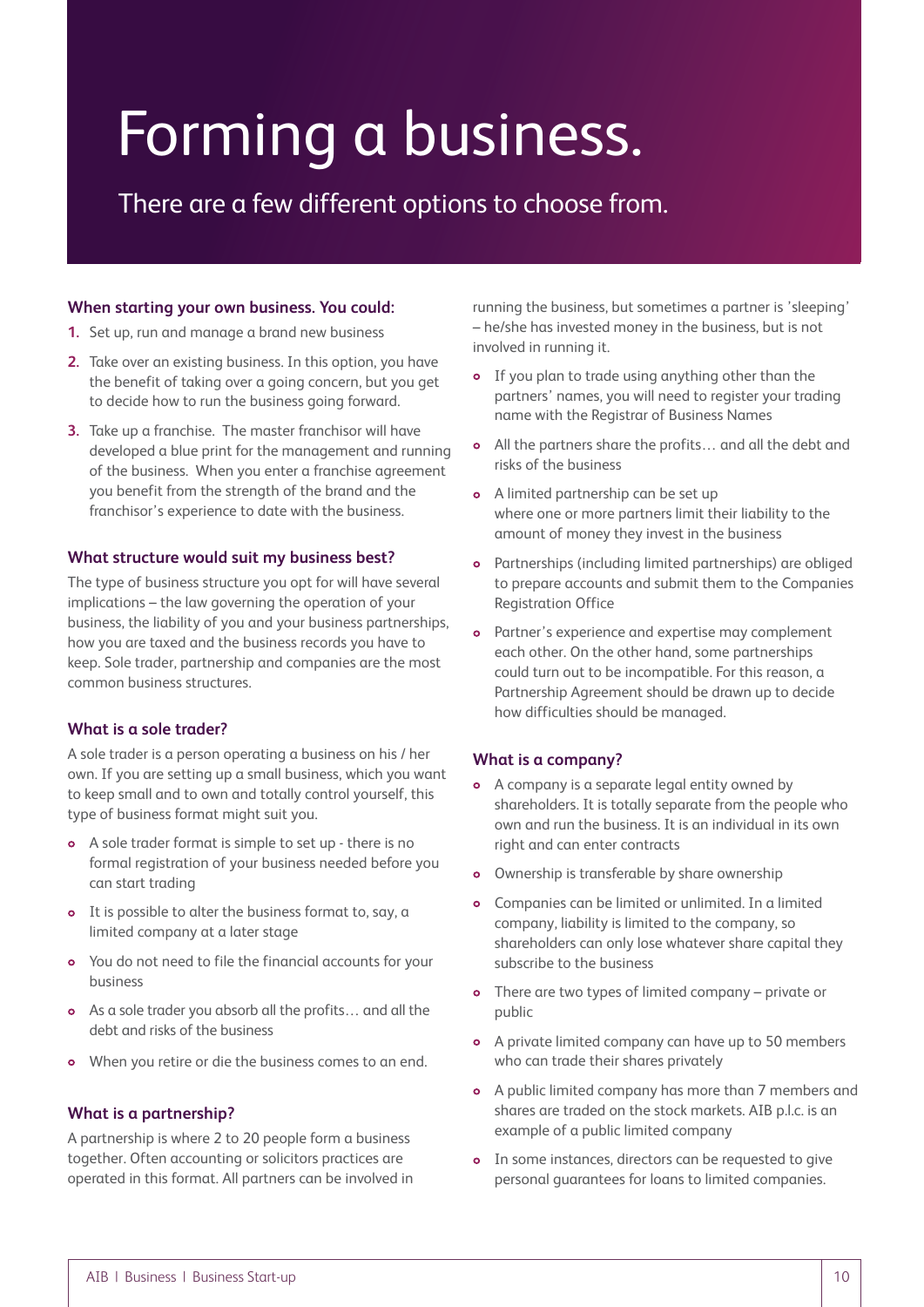# Forming a business.

There are a few different options to choose from.

### When starting your own business. You could:

1. Set up, run and manage a brand new business
2. Take over an existing business. In this option, you have the benefit of taking over a going concern, but you get to decide how to run the business going forward.
3. Take up a franchise. The master franchisor will have developed a blue print for the management and running of the business. When you enter a franchise agreement you benefit from the strength of the brand and the franchisor's experience to date with the business.

### What structure would suit my business best?

The type of business structure you opt for will have several implications – the law governing the operation of your business, the liability of you and your business partnerships, how you are taxed and the business records you have to keep. Sole trader, partnership and companies are the most common business structures.

### What is a sole trader?

A sole trader is a person operating a business on his / her own. If you are setting up a small business, which you want to keep small and to own and totally control yourself, this type of business format might suit you.

- A sole trader format is simple to set up - there is no formal registration of your business needed before you can start trading
- It is possible to alter the business format to, say, a limited company at a later stage
- You do not need to file the financial accounts for your business
- As a sole trader you absorb all the profits… and all the debt and risks of the business
- When you retire or die the business comes to an end.

### What is a partnership?

A partnership is where 2 to 20 people form a business together. Often accounting or solicitors practices are operated in this format. All partners can be involved in running the business, but sometimes a partner is 'sleeping' – he/she has invested money in the business, but is not involved in running it.

- If you plan to trade using anything other than the partners' names, you will need to register your trading name with the Registrar of Business Names
- All the partners share the profits… and all the debt and risks of the business
- A limited partnership can be set up where one or more partners limit their liability to the amount of money they invest in the business
- Partnerships (including limited partnerships) are obliged to prepare accounts and submit them to the Companies Registration Office
- Partner's experience and expertise may complement each other. On the other hand, some partnerships could turn out to be incompatible. For this reason, a Partnership Agreement should be drawn up to decide how difficulties should be managed.

### What is a company?

- A company is a separate legal entity owned by shareholders. It is totally separate from the people who own and run the business. It is an individual in its own right and can enter contracts
- Ownership is transferable by share ownership
- Companies can be limited or unlimited. In a limited company, liability is limited to the company, so shareholders can only lose whatever share capital they subscribe to the business
- There are two types of limited company – private or public
- A private limited company can have up to 50 members who can trade their shares privately
- A public limited company has more than 7 members and shares are traded on the stock markets. AIB p.l.c. is an example of a public limited company
- In some instances, directors can be requested to give personal guarantees for loans to limited companies.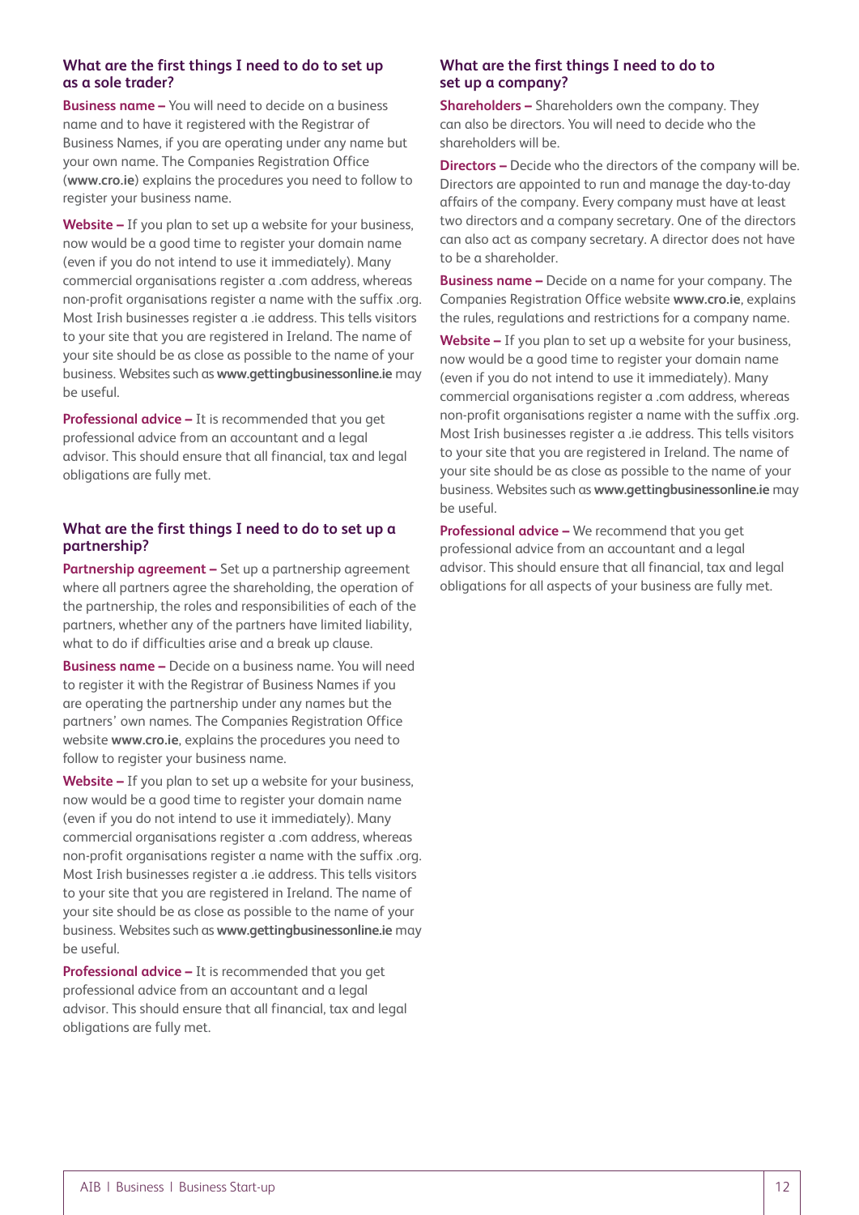### What are the first things I need to do to set up as a sole trader?

**Business name –** You will need to decide on a business name and to have it registered with the Registrar of Business Names, if you are operating under any name but your own name. The Companies Registration Office (**www.cro.ie**) explains the procedures you need to follow to register your business name.

**Website –** If you plan to set up a website for your business, now would be a good time to register your domain name (even if you do not intend to use it immediately). Many commercial organisations register a .com address, whereas non-profit organisations register a name with the suffix .org. Most Irish businesses register a .ie address. This tells visitors to your site that you are registered in Ireland. The name of your site should be as close as possible to the name of your business. Websites such as **www.gettingbusinessonline.ie** may be useful.

**Professional advice –** It is recommended that you get professional advice from an accountant and a legal advisor. This should ensure that all financial, tax and legal obligations are fully met.

### What are the first things I need to do to set up a partnership?

**Partnership agreement –** Set up a partnership agreement where all partners agree the shareholding, the operation of the partnership, the roles and responsibilities of each of the partners, whether any of the partners have limited liability, what to do if difficulties arise and a break up clause.

**Business name –** Decide on a business name. You will need to register it with the Registrar of Business Names if you are operating the partnership under any names but the partners' own names. The Companies Registration Office website **www.cro.ie**, explains the procedures you need to follow to register your business name.

**Website –** If you plan to set up a website for your business, now would be a good time to register your domain name (even if you do not intend to use it immediately). Many commercial organisations register a .com address, whereas non-profit organisations register a name with the suffix .org. Most Irish businesses register a .ie address. This tells visitors to your site that you are registered in Ireland. The name of your site should be as close as possible to the name of your business. Websites such as **www.gettingbusinessonline.ie** may be useful.

**Professional advice –** It is recommended that you get professional advice from an accountant and a legal advisor. This should ensure that all financial, tax and legal obligations are fully met.

### What are the first things I need to do to set up a company?

**Shareholders –** Shareholders own the company. They can also be directors. You will need to decide who the shareholders will be.

**Directors –** Decide who the directors of the company will be. Directors are appointed to run and manage the day-to-day affairs of the company. Every company must have at least two directors and a company secretary. One of the directors can also act as company secretary. A director does not have to be a shareholder.

**Business name –** Decide on a name for your company. The Companies Registration Office website **www.cro.ie**, explains the rules, regulations and restrictions for a company name.

**Website –** If you plan to set up a website for your business, now would be a good time to register your domain name (even if you do not intend to use it immediately). Many commercial organisations register a .com address, whereas non-profit organisations register a name with the suffix .org. Most Irish businesses register a .ie address. This tells visitors to your site that you are registered in Ireland. The name of your site should be as close as possible to the name of your business. Websites such as **www.gettingbusinessonline.ie** may be useful.

**Professional advice –** We recommend that you get professional advice from an accountant and a legal advisor. This should ensure that all financial, tax and legal obligations for all aspects of your business are fully met.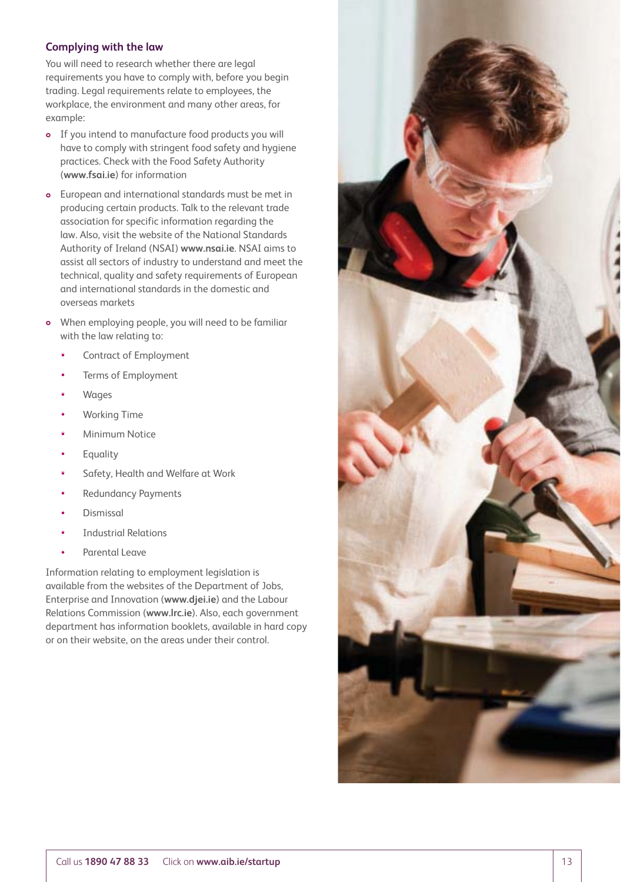### Complying with the law

You will need to research whether there are legal requirements you have to comply with, before you begin trading. Legal requirements relate to employees, the workplace, the environment and many other areas, for example:

- If you intend to manufacture food products you will have to comply with stringent food safety and hygiene practices. Check with the Food Safety Authority (**www.fsai.ie**) for information
- European and international standards must be met in producing certain products. Talk to the relevant trade association for specific information regarding the law. Also, visit the website of the National Standards Authority of Ireland (NSAI) **www.nsai.ie**. NSAI aims to assist all sectors of industry to understand and meet the technical, quality and safety requirements of European and international standards in the domestic and overseas markets
- When employing people, you will need to be familiar with the law relating to:
  - Contract of Employment
  - Terms of Employment
  - Wages
  - Working Time
  - Minimum Notice
  - Equality
  - Safety, Health and Welfare at Work
  - Redundancy Payments
  - Dismissal
  - Industrial Relations
  - Parental Leave

Information relating to employment legislation is available from the websites of the Department of Jobs, Enterprise and Innovation (**www.djei.ie**) and the Labour Relations Commission (**www.lrc.ie**). Also, each government department has information booklets, available in hard copy or on their website, on the areas under their control.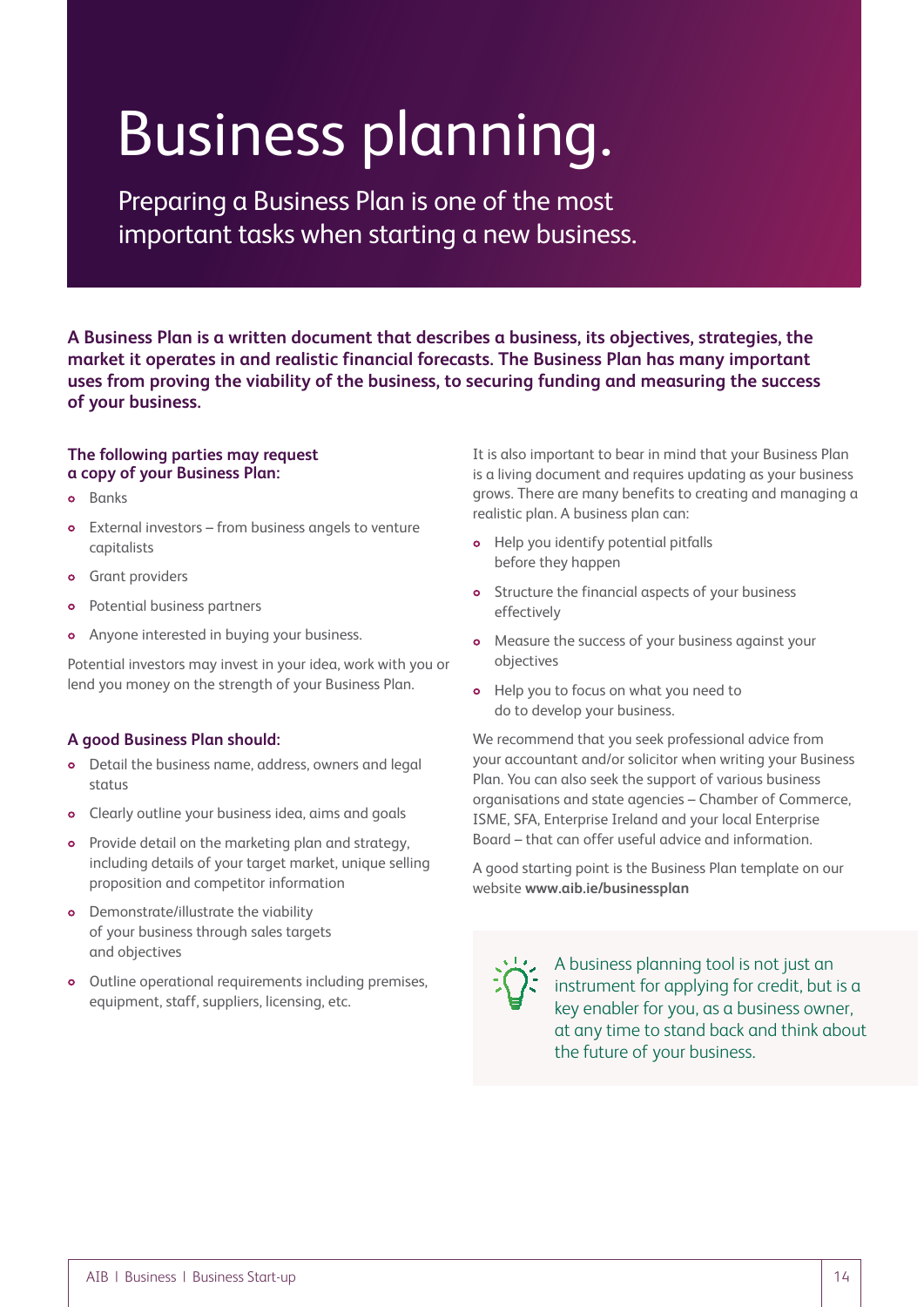# Business planning.

Preparing a Business Plan is one of the most important tasks when starting a new business.

**A Business Plan is a written document that describes a business, its objectives, strategies, the market it operates in and realistic financial forecasts. The Business Plan has many important uses from proving the viability of the business, to securing funding and measuring the success of your business.**

### The following parties may request a copy of your Business Plan:

- Banks
- External investors – from business angels to venture capitalists
- Grant providers
- Potential business partners
- Anyone interested in buying your business.

Potential investors may invest in your idea, work with you or lend you money on the strength of your Business Plan.

### A good Business Plan should:

- Detail the business name, address, owners and legal status
- Clearly outline your business idea, aims and goals
- Provide detail on the marketing plan and strategy, including details of your target market, unique selling proposition and competitor information
- Demonstrate/illustrate the viability of your business through sales targets and objectives
- Outline operational requirements including premises, equipment, staff, suppliers, licensing, etc.

It is also important to bear in mind that your Business Plan is a living document and requires updating as your business grows. There are many benefits to creating and managing a realistic plan. A business plan can:

- Help you identify potential pitfalls before they happen
- Structure the financial aspects of your business effectively
- Measure the success of your business against your objectives
- Help you to focus on what you need to do to develop your business.

We recommend that you seek professional advice from your accountant and/or solicitor when writing your Business Plan. You can also seek the support of various business organisations and state agencies – Chamber of Commerce, ISME, SFA, Enterprise Ireland and your local Enterprise Board – that can offer useful advice and information.

A good starting point is the Business Plan template on our website **www.aib.ie/businessplan**

A business planning tool is not just an instrument for applying for credit, but is a key enabler for you, as a business owner, at any time to stand back and think about the future of your business.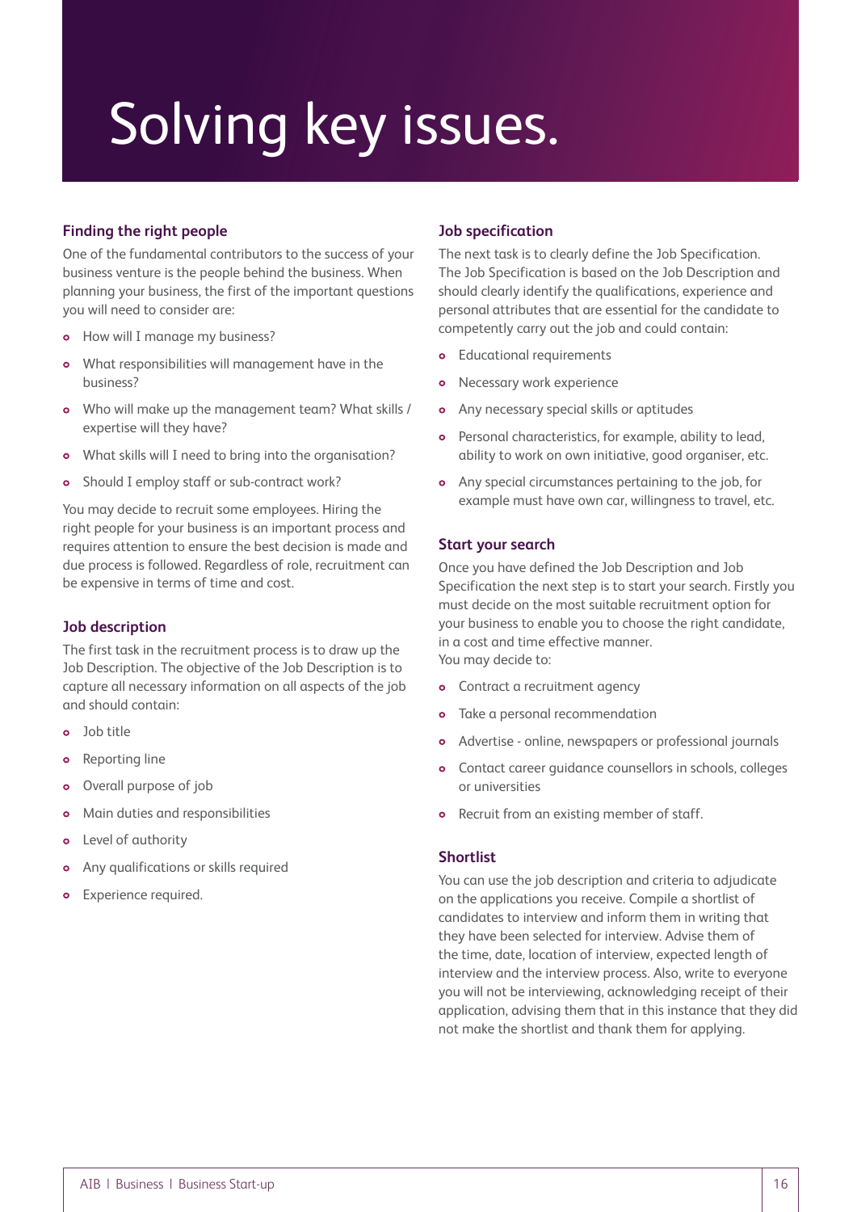# Solving key issues.

## Finding the right people

One of the fundamental contributors to the success of your business venture is the people behind the business. When planning your business, the first of the important questions you will need to consider are:

- How will I manage my business?
- What responsibilities will management have in the business?
- Who will make up the management team? What skills / expertise will they have?
- What skills will I need to bring into the organisation?
- Should I employ staff or sub-contract work?

You may decide to recruit some employees. Hiring the right people for your business is an important process and requires attention to ensure the best decision is made and due process is followed. Regardless of role, recruitment can be expensive in terms of time and cost.

## Job description

The first task in the recruitment process is to draw up the Job Description. The objective of the Job Description is to capture all necessary information on all aspects of the job and should contain:

- Job title
- Reporting line
- Overall purpose of job
- Main duties and responsibilities
- Level of authority
- Any qualifications or skills required
- Experience required.

## Job specification

The next task is to clearly define the Job Specification. The Job Specification is based on the Job Description and should clearly identify the qualifications, experience and personal attributes that are essential for the candidate to competently carry out the job and could contain:

- Educational requirements
- Necessary work experience
- Any necessary special skills or aptitudes
- Personal characteristics, for example, ability to lead, ability to work on own initiative, good organiser, etc.
- Any special circumstances pertaining to the job, for example must have own car, willingness to travel, etc.

## Start your search

Once you have defined the Job Description and Job Specification the next step is to start your search. Firstly you must decide on the most suitable recruitment option for your business to enable you to choose the right candidate, in a cost and time effective manner.
You may decide to:

- Contract a recruitment agency
- Take a personal recommendation
- Advertise - online, newspapers or professional journals
- Contact career guidance counsellors in schools, colleges or universities
- Recruit from an existing member of staff.

## Shortlist

You can use the job description and criteria to adjudicate on the applications you receive. Compile a shortlist of candidates to interview and inform them in writing that they have been selected for interview. Advise them of the time, date, location of interview, expected length of interview and the interview process. Also, write to everyone you will not be interviewing, acknowledging receipt of their application, advising them that in this instance that they did not make the shortlist and thank them for applying.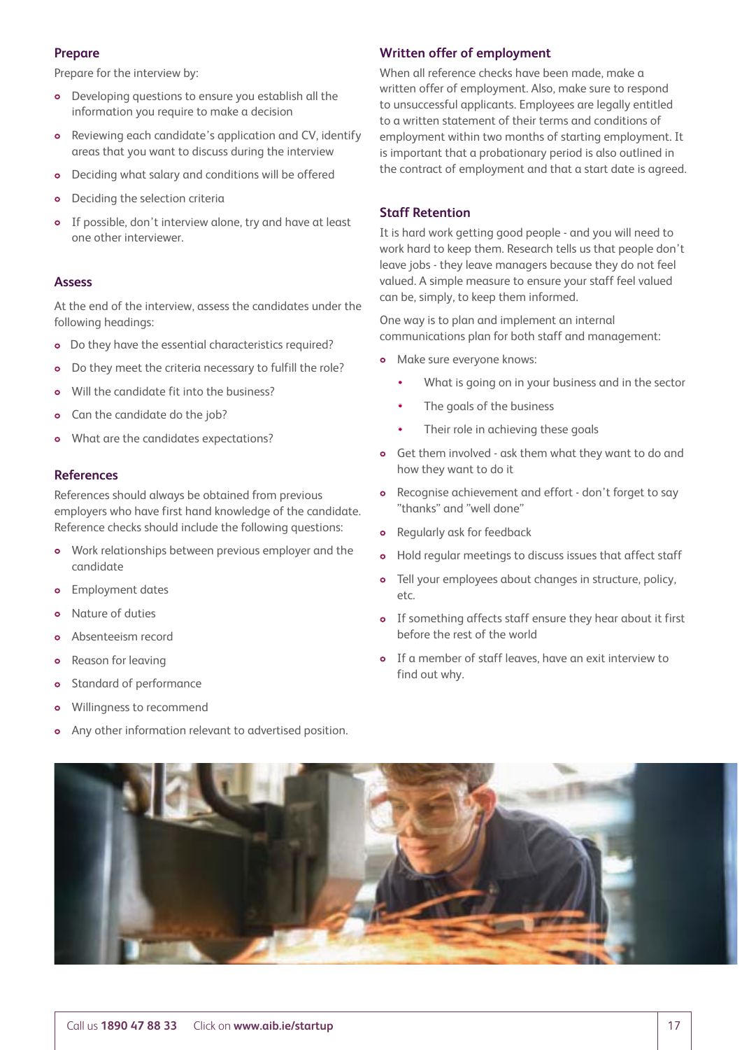## Prepare

Prepare for the interview by:

- Developing questions to ensure you establish all the information you require to make a decision
- Reviewing each candidate's application and CV, identify areas that you want to discuss during the interview
- Deciding what salary and conditions will be offered
- Deciding the selection criteria
- If possible, don't interview alone, try and have at least one other interviewer.

## Assess

At the end of the interview, assess the candidates under the following headings:

- Do they have the essential characteristics required?
- Do they meet the criteria necessary to fulfill the role?
- Will the candidate fit into the business?
- Can the candidate do the job?
- What are the candidates expectations?

## References

References should always be obtained from previous employers who have first hand knowledge of the candidate. Reference checks should include the following questions:

- Work relationships between previous employer and the candidate
- Employment dates
- Nature of duties
- Absenteeism record
- Reason for leaving
- Standard of performance
- Willingness to recommend
- Any other information relevant to advertised position.

## Written offer of employment

When all reference checks have been made, make a written offer of employment. Also, make sure to respond to unsuccessful applicants. Employees are legally entitled to a written statement of their terms and conditions of employment within two months of starting employment. It is important that a probationary period is also outlined in the contract of employment and that a start date is agreed.

## Staff Retention

It is hard work getting good people - and you will need to work hard to keep them. Research tells us that people don't leave jobs - they leave managers because they do not feel valued. A simple measure to ensure your staff feel valued can be, simply, to keep them informed.

One way is to plan and implement an internal communications plan for both staff and management:

- Make sure everyone knows:
  - What is going on in your business and in the sector
  - The goals of the business
  - Their role in achieving these goals
- Get them involved - ask them what they want to do and how they want to do it
- Recognise achievement and effort - don't forget to say "thanks" and "well done"
- Regularly ask for feedback
- Hold regular meetings to discuss issues that affect staff
- Tell your employees about changes in structure, policy, etc.
- If something affects staff ensure they hear about it first before the rest of the world
- If a member of staff leaves, have an exit interview to find out why.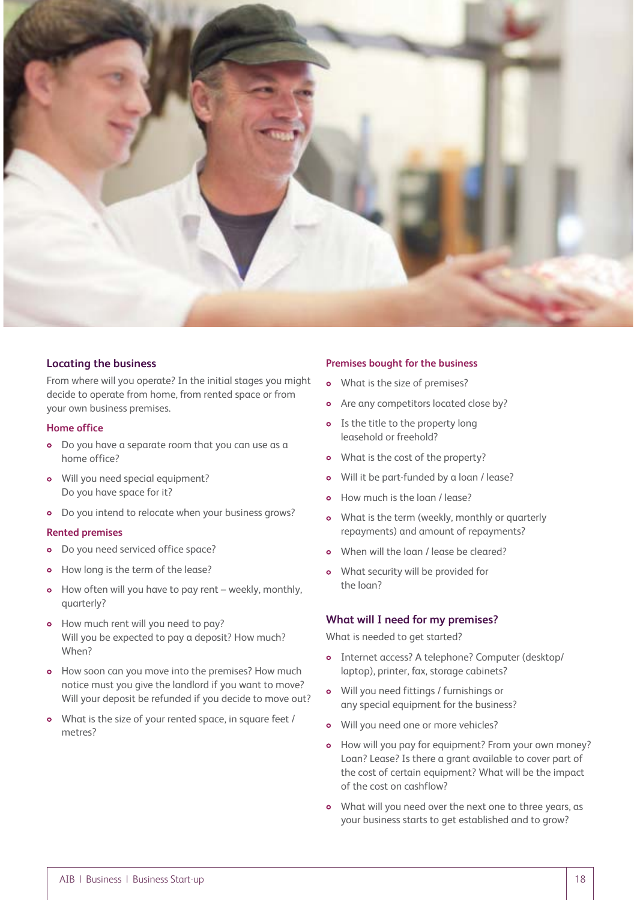## Locating the business

From where will you operate? In the initial stages you might decide to operate from home, from rented space or from your own business premises.

### Home office

- Do you have a separate room that you can use as a home office?
- Will you need special equipment? Do you have space for it?
- Do you intend to relocate when your business grows?

### Rented premises

- Do you need serviced office space?
- How long is the term of the lease?
- How often will you have to pay rent – weekly, monthly, quarterly?
- How much rent will you need to pay? Will you be expected to pay a deposit? How much? When?
- How soon can you move into the premises? How much notice must you give the landlord if you want to move? Will your deposit be refunded if you decide to move out?
- What is the size of your rented space, in square feet / metres?

### Premises bought for the business

- What is the size of premises?
- Are any competitors located close by?
- Is the title to the property long leasehold or freehold?
- What is the cost of the property?
- Will it be part-funded by a loan / lease?
- How much is the loan / lease?
- What is the term (weekly, monthly or quarterly repayments) and amount of repayments?
- When will the loan / lease be cleared?
- What security will be provided for the loan?

## What will I need for my premises?

What is needed to get started?

- Internet access? A telephone? Computer (desktop/ laptop), printer, fax, storage cabinets?
- Will you need fittings / furnishings or any special equipment for the business?
- Will you need one or more vehicles?
- How will you pay for equipment? From your own money? Loan? Lease? Is there a grant available to cover part of the cost of certain equipment? What will be the impact of the cost on cashflow?
- What will you need over the next one to three years, as your business starts to get established and to grow?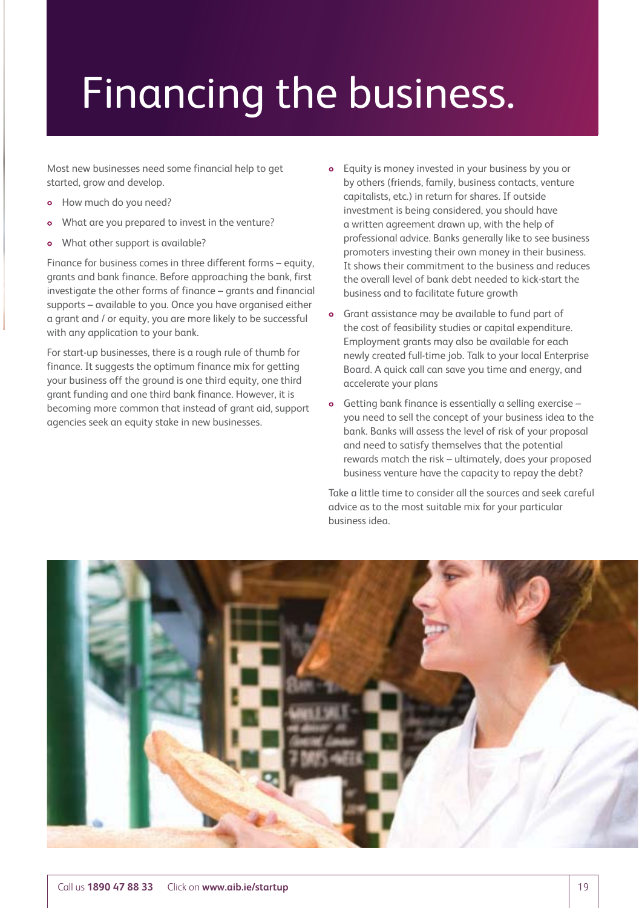# Financing the business.

Most new businesses need some financial help to get started, grow and develop.

- How much do you need?
- What are you prepared to invest in the venture?
- What other support is available?

Finance for business comes in three different forms – equity, grants and bank finance. Before approaching the bank, first investigate the other forms of finance – grants and financial supports – available to you. Once you have organised either a grant and / or equity, you are more likely to be successful with any application to your bank.

For start-up businesses, there is a rough rule of thumb for finance. It suggests the optimum finance mix for getting your business off the ground is one third equity, one third grant funding and one third bank finance. However, it is becoming more common that instead of grant aid, support agencies seek an equity stake in new businesses.

- Equity is money invested in your business by you or by others (friends, family, business contacts, venture capitalists, etc.) in return for shares. If outside investment is being considered, you should have a written agreement drawn up, with the help of professional advice. Banks generally like to see business promoters investing their own money in their business. It shows their commitment to the business and reduces the overall level of bank debt needed to kick-start the business and to facilitate future growth
- Grant assistance may be available to fund part of the cost of feasibility studies or capital expenditure. Employment grants may also be available for each newly created full-time job. Talk to your local Enterprise Board. A quick call can save you time and energy, and accelerate your plans
- Getting bank finance is essentially a selling exercise – you need to sell the concept of your business idea to the bank. Banks will assess the level of risk of your proposal and need to satisfy themselves that the potential rewards match the risk – ultimately, does your proposed business venture have the capacity to repay the debt?

Take a little time to consider all the sources and seek careful advice as to the most suitable mix for your particular business idea.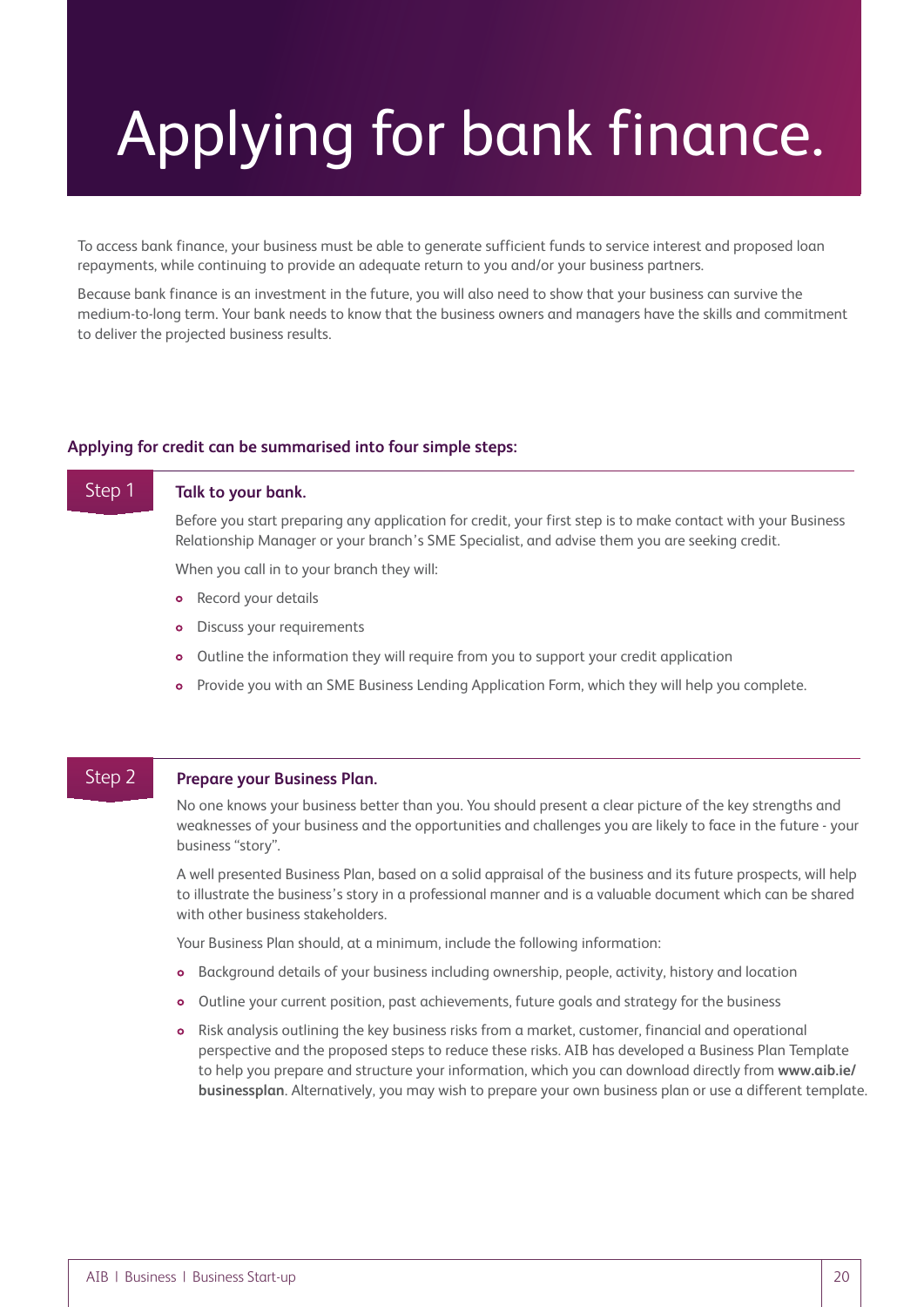# Applying for bank finance.

To access bank finance, your business must be able to generate sufficient funds to service interest and proposed loan repayments, while continuing to provide an adequate return to you and/or your business partners.

Because bank finance is an investment in the future, you will also need to show that your business can survive the medium-to-long term. Your bank needs to know that the business owners and managers have the skills and commitment to deliver the projected business results.

**Applying for credit can be summarised into four simple steps:**

## Step 1

### Talk to your bank.

Before you start preparing any application for credit, your first step is to make contact with your Business Relationship Manager or your branch's SME Specialist, and advise them you are seeking credit.

When you call in to your branch they will:

- Record your details
- Discuss your requirements
- Outline the information they will require from you to support your credit application
- Provide you with an SME Business Lending Application Form, which they will help you complete.

## Step 2

### Prepare your Business Plan.

No one knows your business better than you. You should present a clear picture of the key strengths and weaknesses of your business and the opportunities and challenges you are likely to face in the future - your business "story".

A well presented Business Plan, based on a solid appraisal of the business and its future prospects, will help to illustrate the business's story in a professional manner and is a valuable document which can be shared with other business stakeholders.

Your Business Plan should, at a minimum, include the following information:

- Background details of your business including ownership, people, activity, history and location
- Outline your current position, past achievements, future goals and strategy for the business
- Risk analysis outlining the key business risks from a market, customer, financial and operational perspective and the proposed steps to reduce these risks. AIB has developed a Business Plan Template to help you prepare and structure your information, which you can download directly from **www.aib.ie/businessplan**. Alternatively, you may wish to prepare your own business plan or use a different template.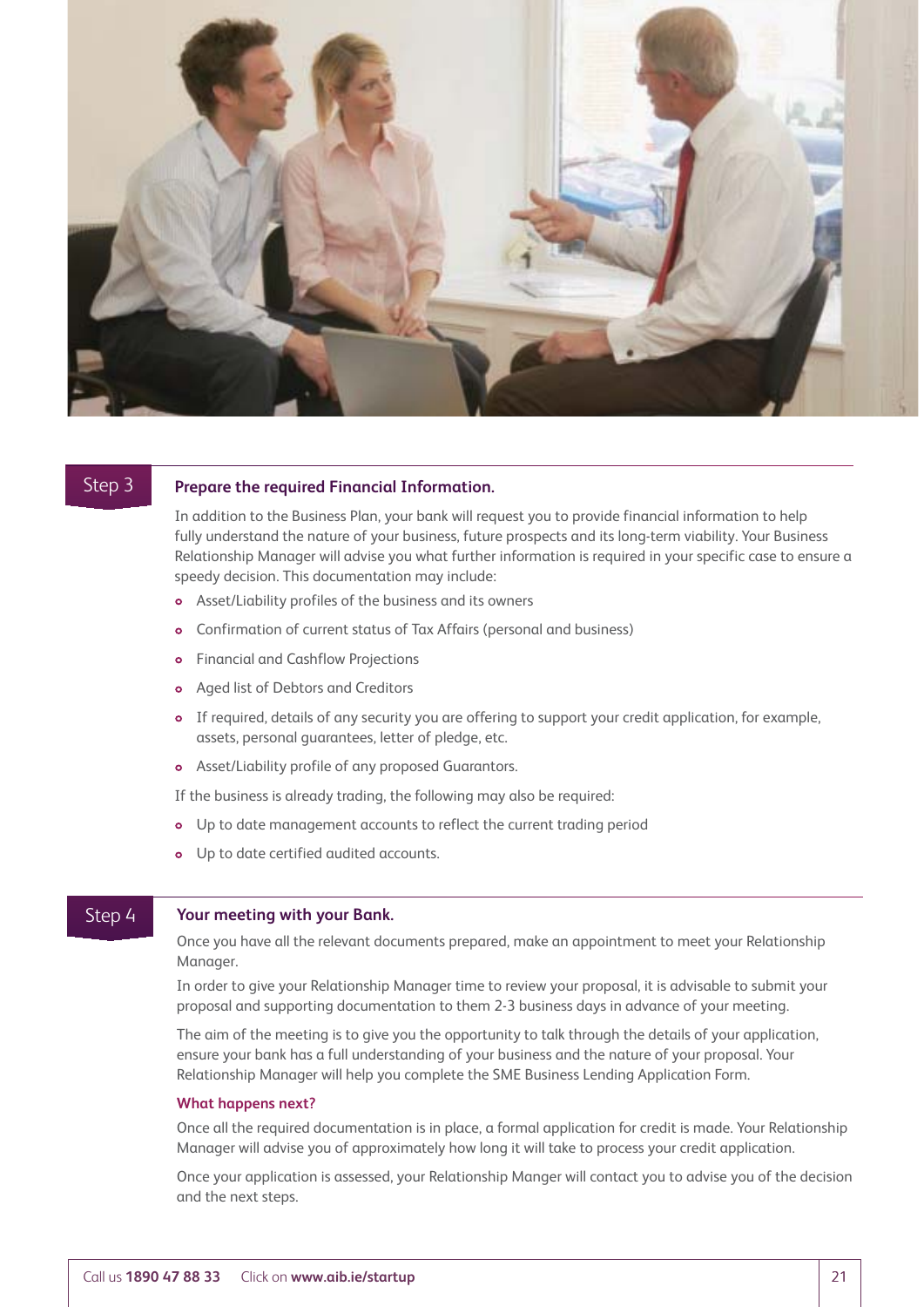## Step 3

### Prepare the required Financial Information.

In addition to the Business Plan, your bank will request you to provide financial information to help fully understand the nature of your business, future prospects and its long-term viability. Your Business Relationship Manager will advise you what further information is required in your specific case to ensure a speedy decision. This documentation may include:

- Asset/Liability profiles of the business and its owners
- Confirmation of current status of Tax Affairs (personal and business)
- Financial and Cashflow Projections
- Aged list of Debtors and Creditors
- If required, details of any security you are offering to support your credit application, for example, assets, personal guarantees, letter of pledge, etc.
- Asset/Liability profile of any proposed Guarantors.

If the business is already trading, the following may also be required:

- Up to date management accounts to reflect the current trading period
- Up to date certified audited accounts.

## Step 4

### Your meeting with your Bank.

Once you have all the relevant documents prepared, make an appointment to meet your Relationship Manager.

In order to give your Relationship Manager time to review your proposal, it is advisable to submit your proposal and supporting documentation to them 2-3 business days in advance of your meeting.

The aim of the meeting is to give you the opportunity to talk through the details of your application, ensure your bank has a full understanding of your business and the nature of your proposal. Your Relationship Manager will help you complete the SME Business Lending Application Form.

**What happens next?**

Once all the required documentation is in place, a formal application for credit is made. Your Relationship Manager will advise you of approximately how long it will take to process your credit application.

Once your application is assessed, your Relationship Manger will contact you to advise you of the decision and the next steps.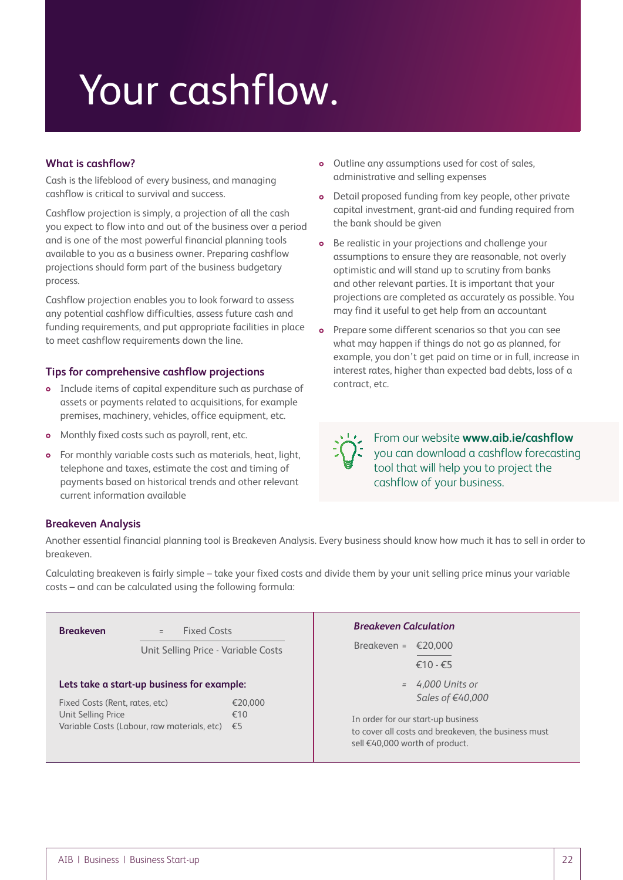# Your cashflow.

### What is cashflow?

Cash is the lifeblood of every business, and managing cashflow is critical to survival and success.

Cashflow projection is simply, a projection of all the cash you expect to flow into and out of the business over a period and is one of the most powerful financial planning tools available to you as a business owner. Preparing cashflow projections should form part of the business budgetary process.

Cashflow projection enables you to look forward to assess any potential cashflow difficulties, assess future cash and funding requirements, and put appropriate facilities in place to meet cashflow requirements down the line.

### Tips for comprehensive cashflow projections

- Include items of capital expenditure such as purchase of assets or payments related to acquisitions, for example premises, machinery, vehicles, office equipment, etc.
- Monthly fixed costs such as payroll, rent, etc.
- For monthly variable costs such as materials, heat, light, telephone and taxes, estimate the cost and timing of payments based on historical trends and other relevant current information available
- Outline any assumptions used for cost of sales, administrative and selling expenses
- Detail proposed funding from key people, other private capital investment, grant-aid and funding required from the bank should be given
- Be realistic in your projections and challenge your assumptions to ensure they are reasonable, not overly optimistic and will stand up to scrutiny from banks and other relevant parties. It is important that your projections are completed as accurately as possible. You may find it useful to get help from an accountant
- Prepare some different scenarios so that you can see what may happen if things do not go as planned, for example, you don't get paid on time or in full, increase in interest rates, higher than expected bad debts, loss of a contract, etc.

From our website **www.aib.ie/cashflow** you can download a cashflow forecasting tool that will help you to project the cashflow of your business.

### Breakeven Analysis

Another essential financial planning tool is Breakeven Analysis. Every business should know how much it has to sell in order to breakeven.

Calculating breakeven is fairly simple – take your fixed costs and divide them by your unit selling price minus your variable costs – and can be calculated using the following formula:

$$\textbf{Breakeven} = \frac{\text{Fixed Costs}}{\text{Unit Selling Price - Variable Costs}}$$

**Lets take a start-up business for example:**

| | |
|---|---|
| Fixed Costs (Rent, rates, etc) | €20,000 |
| Unit Selling Price | €10 |
| Variable Costs (Labour, raw materials, etc) | €5 |

***Breakeven Calculation***

$$\text{Breakeven} = \frac{€20{,}000}{€10 - €5}$$

= *4,000 Units or Sales of €40,000*

In order for our start-up business to cover all costs and breakeven, the business must sell €40,000 worth of product.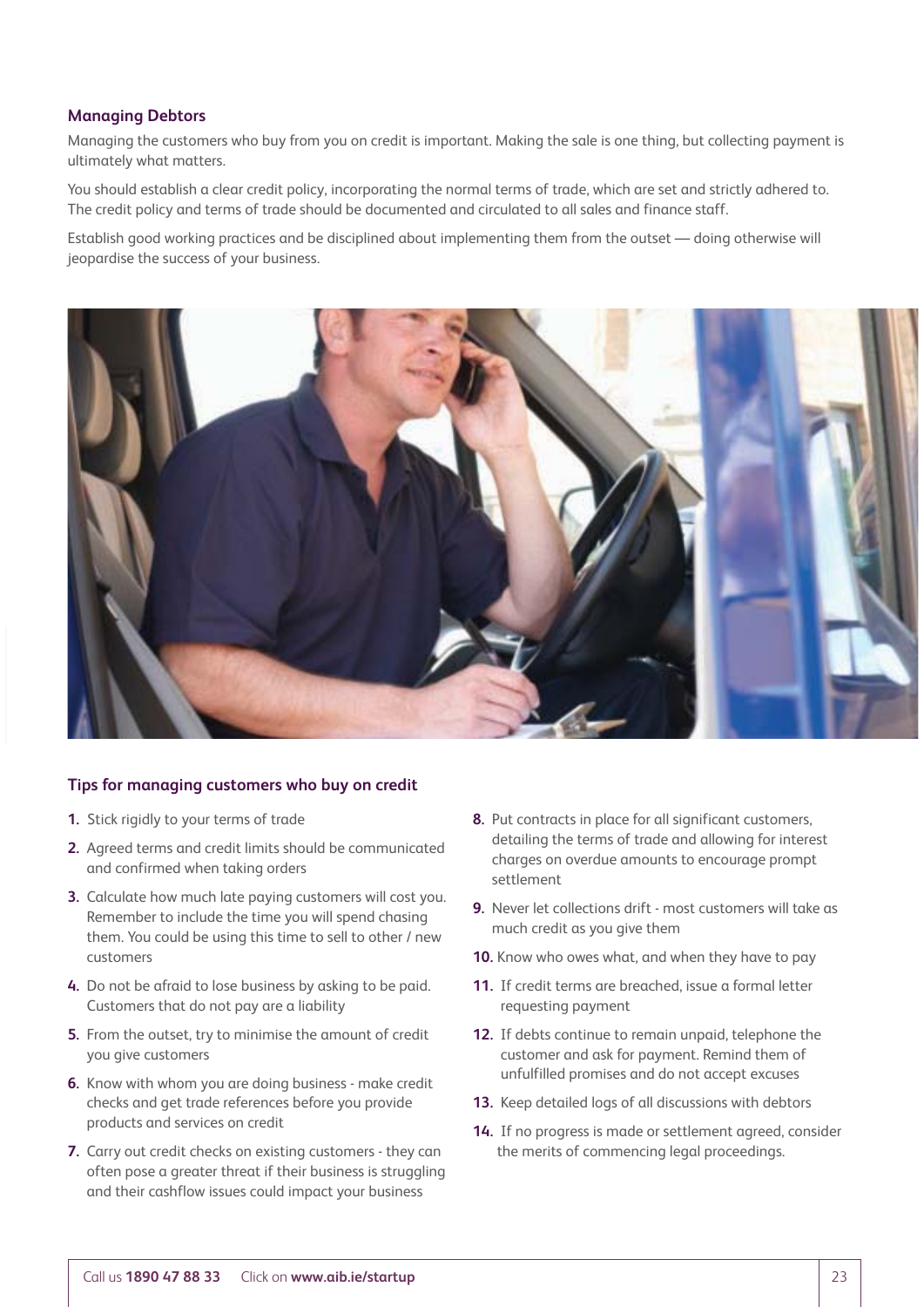## Managing Debtors

Managing the customers who buy from you on credit is important. Making the sale is one thing, but collecting payment is ultimately what matters.

You should establish a clear credit policy, incorporating the normal terms of trade, which are set and strictly adhered to. The credit policy and terms of trade should be documented and circulated to all sales and finance staff.

Establish good working practices and be disciplined about implementing them from the outset — doing otherwise will jeopardise the success of your business.

### Tips for managing customers who buy on credit

1. Stick rigidly to your terms of trade
2. Agreed terms and credit limits should be communicated and confirmed when taking orders
3. Calculate how much late paying customers will cost you. Remember to include the time you will spend chasing them. You could be using this time to sell to other / new customers
4. Do not be afraid to lose business by asking to be paid. Customers that do not pay are a liability
5. From the outset, try to minimise the amount of credit you give customers
6. Know with whom you are doing business - make credit checks and get trade references before you provide products and services on credit
7. Carry out credit checks on existing customers - they can often pose a greater threat if their business is struggling and their cashflow issues could impact your business
8. Put contracts in place for all significant customers, detailing the terms of trade and allowing for interest charges on overdue amounts to encourage prompt settlement
9. Never let collections drift - most customers will take as much credit as you give them
10. Know who owes what, and when they have to pay
11. If credit terms are breached, issue a formal letter requesting payment
12. If debts continue to remain unpaid, telephone the customer and ask for payment. Remind them of unfulfilled promises and do not accept excuses
13. Keep detailed logs of all discussions with debtors
14. If no progress is made or settlement agreed, consider the merits of commencing legal proceedings.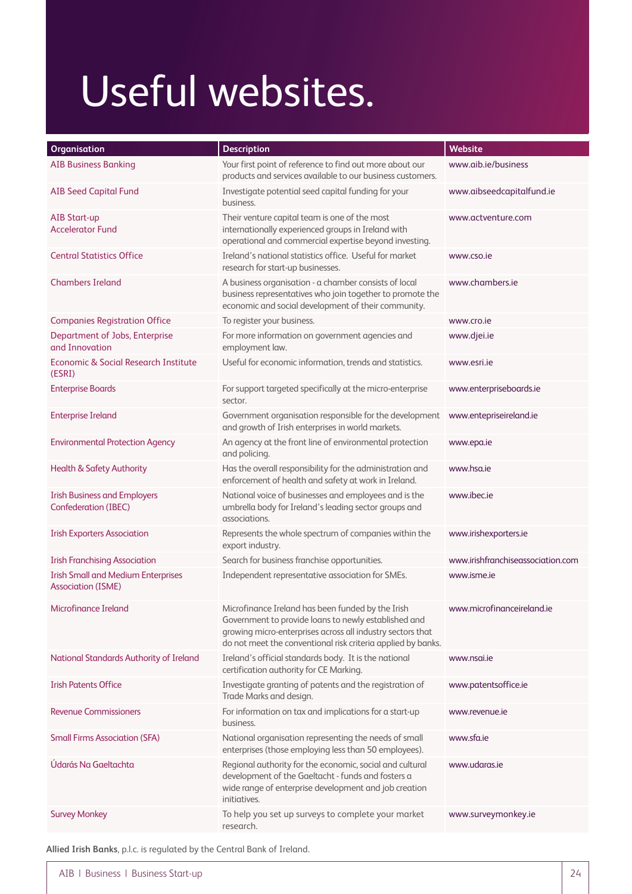# Useful websites.

| Organisation | Description | Website |
|---|---|---|
| AIB Business Banking | Your first point of reference to find out more about our products and services available to our business customers. | www.aib.ie/business |
| AIB Seed Capital Fund | Investigate potential seed capital funding for your business. | www.aibseedcapitalfund.ie |
| AIB Start-up Accelerator Fund | Their venture capital team is one of the most internationally experienced groups in Ireland with operational and commercial expertise beyond investing. | www.actventure.com |
| Central Statistics Office | Ireland's national statistics office. Useful for market research for start-up businesses. | www.cso.ie |
| Chambers Ireland | A business organisation - a chamber consists of local business representatives who join together to promote the economic and social development of their community. | www.chambers.ie |
| Companies Registration Office | To register your business. | www.cro.ie |
| Department of Jobs, Enterprise and Innovation | For more information on government agencies and employment law. | www.djei.ie |
| Economic & Social Research Institute (ESRI) | Useful for economic information, trends and statistics. | www.esri.ie |
| Enterprise Boards | For support targeted specifically at the micro-enterprise sector. | www.enterpriseboards.ie |
| Enterprise Ireland | Government organisation responsible for the development and growth of Irish enterprises in world markets. | www.entepriseireland.ie |
| Environmental Protection Agency | An agency at the front line of environmental protection and policing. | www.epa.ie |
| Health & Safety Authority | Has the overall responsibility for the administration and enforcement of health and safety at work in Ireland. | www.hsa.ie |
| Irish Business and Employers Confederation (IBEC) | National voice of businesses and employees and is the umbrella body for Ireland's leading sector groups and associations. | www.ibec.ie |
| Irish Exporters Association | Represents the whole spectrum of companies within the export industry. | www.irishexporters.ie |
| Irish Franchising Association | Search for business franchise opportunities. | www.irishfranchiseassociation.com |
| Irish Small and Medium Enterprises Association (ISME) | Independent representative association for SMEs. | www.isme.ie |
| Microfinance Ireland | Microfinance Ireland has been funded by the Irish Government to provide loans to newly established and growing micro-enterprises across all industry sectors that do not meet the conventional risk criteria applied by banks. | www.microfinanceireland.ie |
| National Standards Authority of Ireland | Ireland's official standards body. It is the national certification authority for CE Marking. | www.nsai.ie |
| Irish Patents Office | Investigate granting of patents and the registration of Trade Marks and design. | www.patentsoffice.ie |
| Revenue Commissioners | For information on tax and implications for a start-up business. | www.revenue.ie |
| Small Firms Association (SFA) | National organisation representing the needs of small enterprises (those employing less than 50 employees). | www.sfa.ie |
| Údarás Na Gaeltachta | Regional authority for the economic, social and cultural development of the Gaeltacht - funds and fosters a wide range of enterprise development and job creation initiatives. | www.udaras.ie |
| Survey Monkey | To help you set up surveys to complete your market research. | www.surveymonkey.ie |

**Allied Irish Banks**, p.l.c. is regulated by the Central Bank of Ireland.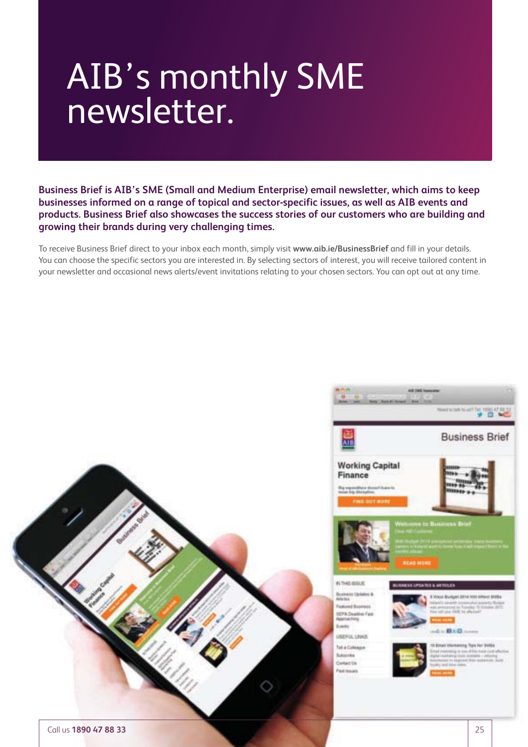# AIB's monthly SME newsletter.

**Business Brief is AIB's SME (Small and Medium Enterprise) email newsletter, which aims to keep businesses informed on a range of topical and sector-specific issues, as well as AIB events and products. Business Brief also showcases the success stories of our customers who are building and growing their brands during very challenging times.**

To receive Business Brief direct to your inbox each month, simply visit **www.aib.ie/BusinessBrief** and fill in your details. You can choose the specific sectors you are interested in. By selecting sectors of interest, you will receive tailored content in your newsletter and occasional news alerts/event invitations relating to your chosen sectors. You can opt out at any time.

Call us **1890 47 88 33**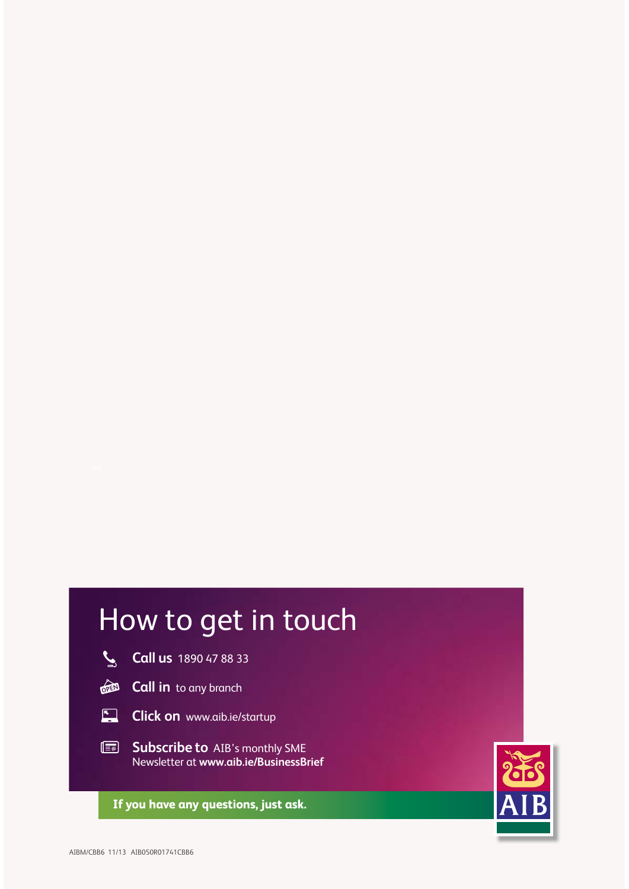# How to get in touch

**Call us** 1890 47 88 33

**Call in** to any branch

**Click on** www.aib.ie/startup

**Subscribe to** AIB's monthly SME Newsletter at **www.aib.ie/BusinessBrief**

**If you have any questions, just ask.**

AIBM/CBB6 11/13 AIB050R01741CBB6